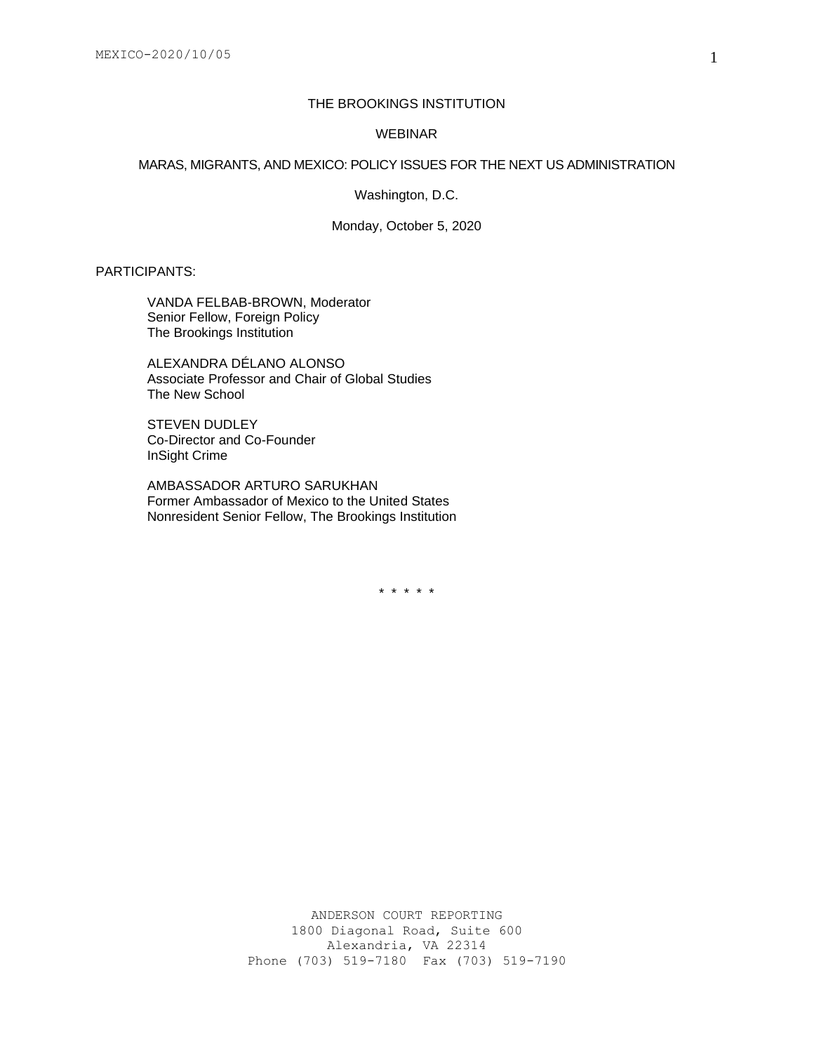# THE BROOKINGS INSTITUTION

## WEBINAR

## MARAS, MIGRANTS, AND MEXICO: POLICY ISSUES FOR THE NEXT US ADMINISTRATION

Washington, D.C.

Monday, October 5, 2020

PARTICIPANTS:

VANDA FELBAB-BROWN, Moderator
Senior Fellow, Foreign Policy
The Brookings Institution

ALEXANDRA DÉLANO ALONSO
Associate Professor and Chair of Global Studies
The New School

STEVEN DUDLEY
Co-Director and Co-Founder
InSight Crime

AMBASSADOR ARTURO SARUKHAN
Former Ambassador of Mexico to the United States
Nonresident Senior Fellow, The Brookings Institution

\* \* \* \* \*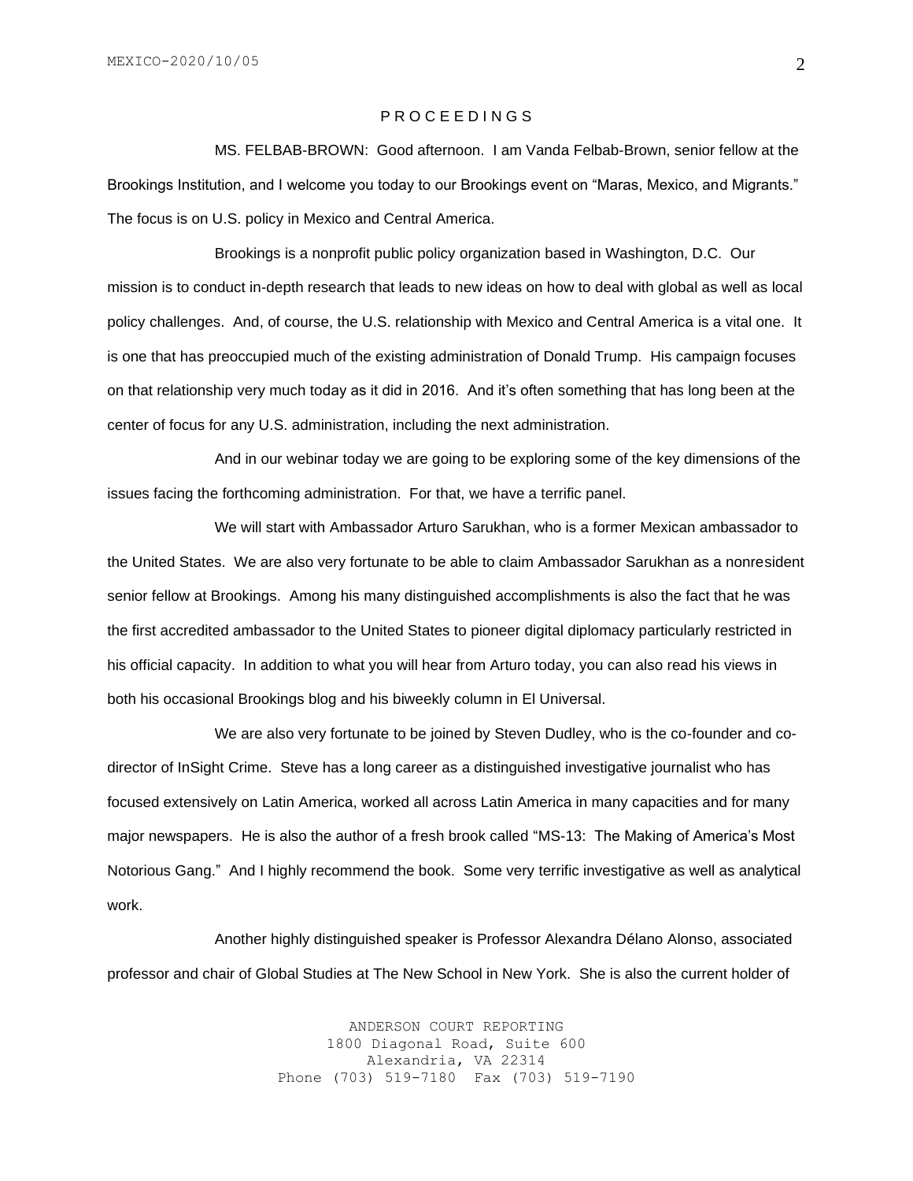P R O C E E D I N G S

MS. FELBAB-BROWN: Good afternoon. I am Vanda Felbab-Brown, senior fellow at the Brookings Institution, and I welcome you today to our Brookings event on "Maras, Mexico, and Migrants." The focus is on U.S. policy in Mexico and Central America.

Brookings is a nonprofit public policy organization based in Washington, D.C. Our mission is to conduct in-depth research that leads to new ideas on how to deal with global as well as local policy challenges. And, of course, the U.S. relationship with Mexico and Central America is a vital one. It is one that has preoccupied much of the existing administration of Donald Trump. His campaign focuses on that relationship very much today as it did in 2016. And it's often something that has long been at the center of focus for any U.S. administration, including the next administration.

And in our webinar today we are going to be exploring some of the key dimensions of the issues facing the forthcoming administration. For that, we have a terrific panel.

We will start with Ambassador Arturo Sarukhan, who is a former Mexican ambassador to the United States. We are also very fortunate to be able to claim Ambassador Sarukhan as a nonresident senior fellow at Brookings. Among his many distinguished accomplishments is also the fact that he was the first accredited ambassador to the United States to pioneer digital diplomacy particularly restricted in his official capacity. In addition to what you will hear from Arturo today, you can also read his views in both his occasional Brookings blog and his biweekly column in El Universal.

We are also very fortunate to be joined by Steven Dudley, who is the co-founder and co-director of InSight Crime. Steve has a long career as a distinguished investigative journalist who has focused extensively on Latin America, worked all across Latin America in many capacities and for many major newspapers. He is also the author of a fresh brook called "MS-13: The Making of America's Most Notorious Gang." And I highly recommend the book. Some very terrific investigative as well as analytical work.

Another highly distinguished speaker is Professor Alexandra Délano Alonso, associated professor and chair of Global Studies at The New School in New York. She is also the current holder of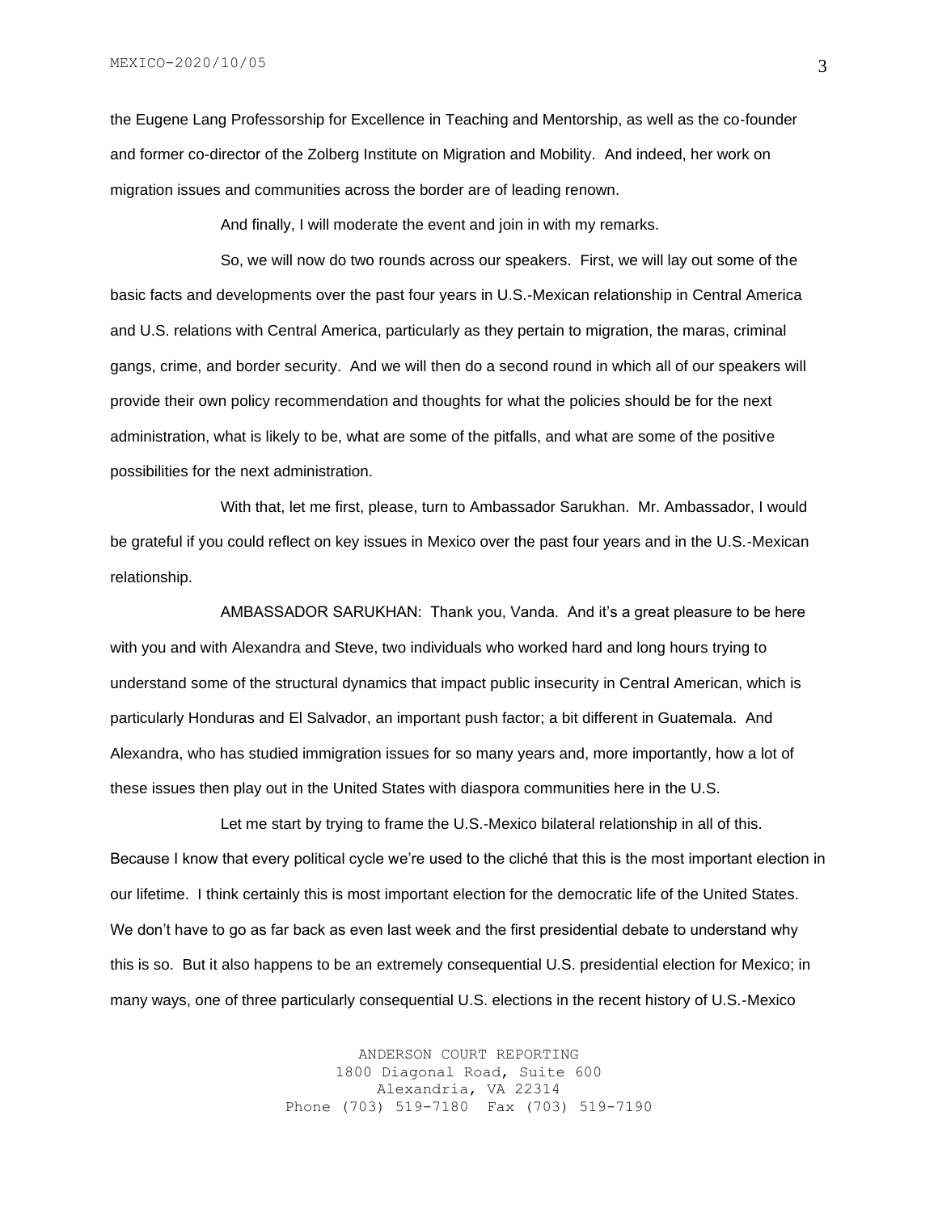the Eugene Lang Professorship for Excellence in Teaching and Mentorship, as well as the co-founder and former co-director of the Zolberg Institute on Migration and Mobility. And indeed, her work on migration issues and communities across the border are of leading renown.

And finally, I will moderate the event and join in with my remarks.

So, we will now do two rounds across our speakers. First, we will lay out some of the basic facts and developments over the past four years in U.S.-Mexican relationship in Central America and U.S. relations with Central America, particularly as they pertain to migration, the maras, criminal gangs, crime, and border security. And we will then do a second round in which all of our speakers will provide their own policy recommendation and thoughts for what the policies should be for the next administration, what is likely to be, what are some of the pitfalls, and what are some of the positive possibilities for the next administration.

With that, let me first, please, turn to Ambassador Sarukhan. Mr. Ambassador, I would be grateful if you could reflect on key issues in Mexico over the past four years and in the U.S.-Mexican relationship.

AMBASSADOR SARUKHAN: Thank you, Vanda. And it's a great pleasure to be here with you and with Alexandra and Steve, two individuals who worked hard and long hours trying to understand some of the structural dynamics that impact public insecurity in Central American, which is particularly Honduras and El Salvador, an important push factor; a bit different in Guatemala. And Alexandra, who has studied immigration issues for so many years and, more importantly, how a lot of these issues then play out in the United States with diaspora communities here in the U.S.

Let me start by trying to frame the U.S.-Mexico bilateral relationship in all of this. Because I know that every political cycle we're used to the cliché that this is the most important election in our lifetime. I think certainly this is most important election for the democratic life of the United States. We don't have to go as far back as even last week and the first presidential debate to understand why this is so. But it also happens to be an extremely consequential U.S. presidential election for Mexico; in many ways, one of three particularly consequential U.S. elections in the recent history of U.S.-Mexico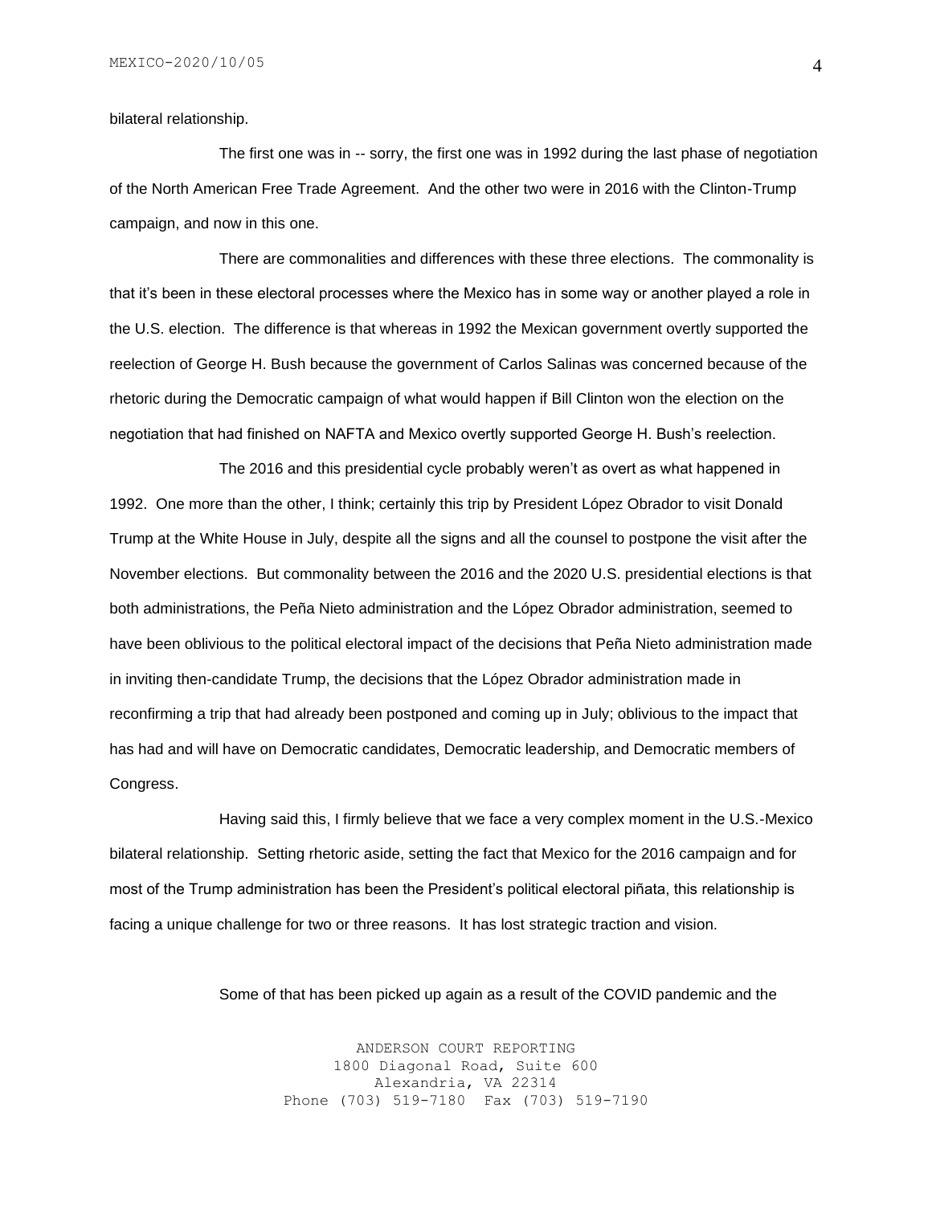bilateral relationship.

The first one was in -- sorry, the first one was in 1992 during the last phase of negotiation of the North American Free Trade Agreement. And the other two were in 2016 with the Clinton-Trump campaign, and now in this one.

There are commonalities and differences with these three elections. The commonality is that it's been in these electoral processes where the Mexico has in some way or another played a role in the U.S. election. The difference is that whereas in 1992 the Mexican government overtly supported the reelection of George H. Bush because the government of Carlos Salinas was concerned because of the rhetoric during the Democratic campaign of what would happen if Bill Clinton won the election on the negotiation that had finished on NAFTA and Mexico overtly supported George H. Bush's reelection.

The 2016 and this presidential cycle probably weren't as overt as what happened in 1992. One more than the other, I think; certainly this trip by President López Obrador to visit Donald Trump at the White House in July, despite all the signs and all the counsel to postpone the visit after the November elections. But commonality between the 2016 and the 2020 U.S. presidential elections is that both administrations, the Peña Nieto administration and the López Obrador administration, seemed to have been oblivious to the political electoral impact of the decisions that Peña Nieto administration made in inviting then-candidate Trump, the decisions that the López Obrador administration made in reconfirming a trip that had already been postponed and coming up in July; oblivious to the impact that has had and will have on Democratic candidates, Democratic leadership, and Democratic members of Congress.

Having said this, I firmly believe that we face a very complex moment in the U.S.-Mexico bilateral relationship. Setting rhetoric aside, setting the fact that Mexico for the 2016 campaign and for most of the Trump administration has been the President's political electoral piñata, this relationship is facing a unique challenge for two or three reasons. It has lost strategic traction and vision.

Some of that has been picked up again as a result of the COVID pandemic and the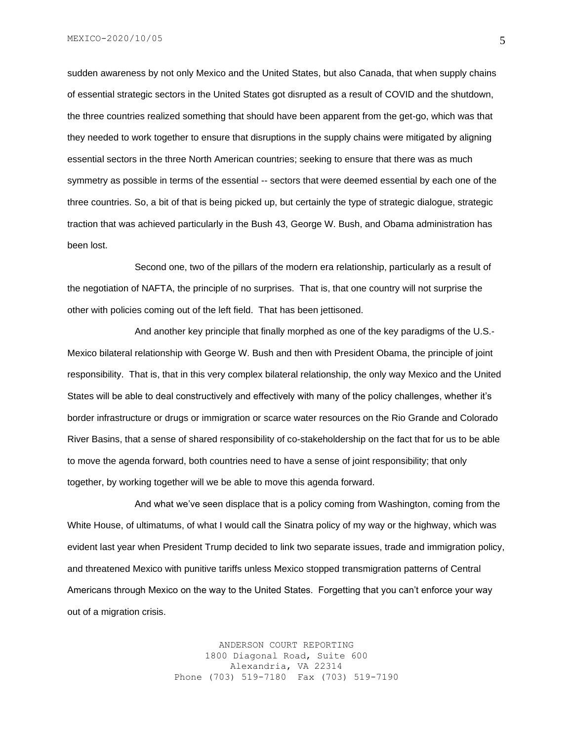sudden awareness by not only Mexico and the United States, but also Canada, that when supply chains of essential strategic sectors in the United States got disrupted as a result of COVID and the shutdown, the three countries realized something that should have been apparent from the get-go, which was that they needed to work together to ensure that disruptions in the supply chains were mitigated by aligning essential sectors in the three North American countries; seeking to ensure that there was as much symmetry as possible in terms of the essential -- sectors that were deemed essential by each one of the three countries. So, a bit of that is being picked up, but certainly the type of strategic dialogue, strategic traction that was achieved particularly in the Bush 43, George W. Bush, and Obama administration has been lost.

Second one, two of the pillars of the modern era relationship, particularly as a result of the negotiation of NAFTA, the principle of no surprises. That is, that one country will not surprise the other with policies coming out of the left field. That has been jettisoned.

And another key principle that finally morphed as one of the key paradigms of the U.S.-Mexico bilateral relationship with George W. Bush and then with President Obama, the principle of joint responsibility. That is, that in this very complex bilateral relationship, the only way Mexico and the United States will be able to deal constructively and effectively with many of the policy challenges, whether it's border infrastructure or drugs or immigration or scarce water resources on the Rio Grande and Colorado River Basins, that a sense of shared responsibility of co-stakeholdership on the fact that for us to be able to move the agenda forward, both countries need to have a sense of joint responsibility; that only together, by working together will we be able to move this agenda forward.

And what we've seen displace that is a policy coming from Washington, coming from the White House, of ultimatums, of what I would call the Sinatra policy of my way or the highway, which was evident last year when President Trump decided to link two separate issues, trade and immigration policy, and threatened Mexico with punitive tariffs unless Mexico stopped transmigration patterns of Central Americans through Mexico on the way to the United States. Forgetting that you can't enforce your way out of a migration crisis.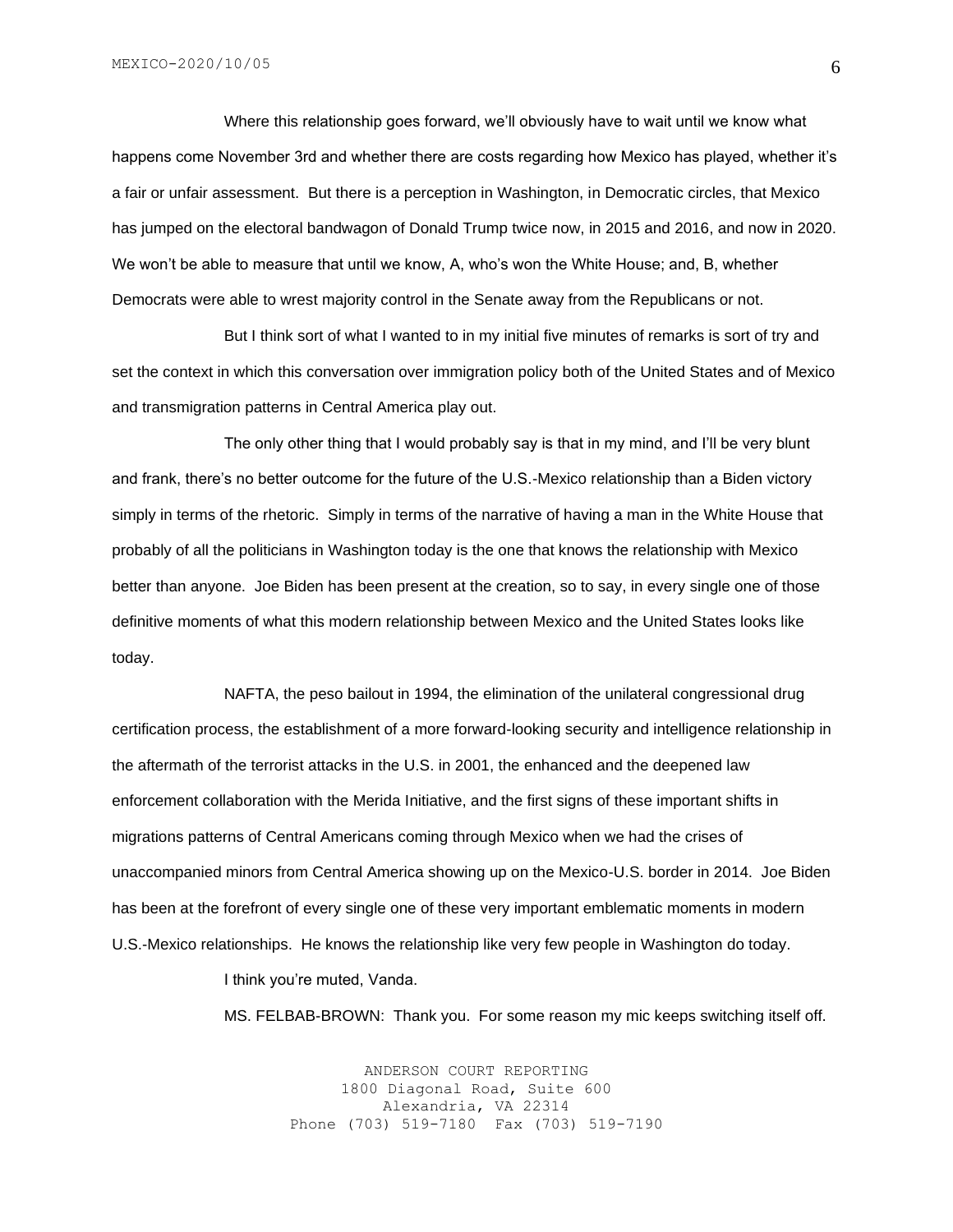Where this relationship goes forward, we'll obviously have to wait until we know what happens come November 3rd and whether there are costs regarding how Mexico has played, whether it's a fair or unfair assessment. But there is a perception in Washington, in Democratic circles, that Mexico has jumped on the electoral bandwagon of Donald Trump twice now, in 2015 and 2016, and now in 2020. We won't be able to measure that until we know, A, who's won the White House; and, B, whether Democrats were able to wrest majority control in the Senate away from the Republicans or not.

But I think sort of what I wanted to in my initial five minutes of remarks is sort of try and set the context in which this conversation over immigration policy both of the United States and of Mexico and transmigration patterns in Central America play out.

The only other thing that I would probably say is that in my mind, and I'll be very blunt and frank, there's no better outcome for the future of the U.S.-Mexico relationship than a Biden victory simply in terms of the rhetoric. Simply in terms of the narrative of having a man in the White House that probably of all the politicians in Washington today is the one that knows the relationship with Mexico better than anyone. Joe Biden has been present at the creation, so to say, in every single one of those definitive moments of what this modern relationship between Mexico and the United States looks like today.

NAFTA, the peso bailout in 1994, the elimination of the unilateral congressional drug certification process, the establishment of a more forward-looking security and intelligence relationship in the aftermath of the terrorist attacks in the U.S. in 2001, the enhanced and the deepened law enforcement collaboration with the Merida Initiative, and the first signs of these important shifts in migrations patterns of Central Americans coming through Mexico when we had the crises of unaccompanied minors from Central America showing up on the Mexico-U.S. border in 2014. Joe Biden has been at the forefront of every single one of these very important emblematic moments in modern U.S.-Mexico relationships. He knows the relationship like very few people in Washington do today.

I think you're muted, Vanda.

MS. FELBAB-BROWN: Thank you. For some reason my mic keeps switching itself off.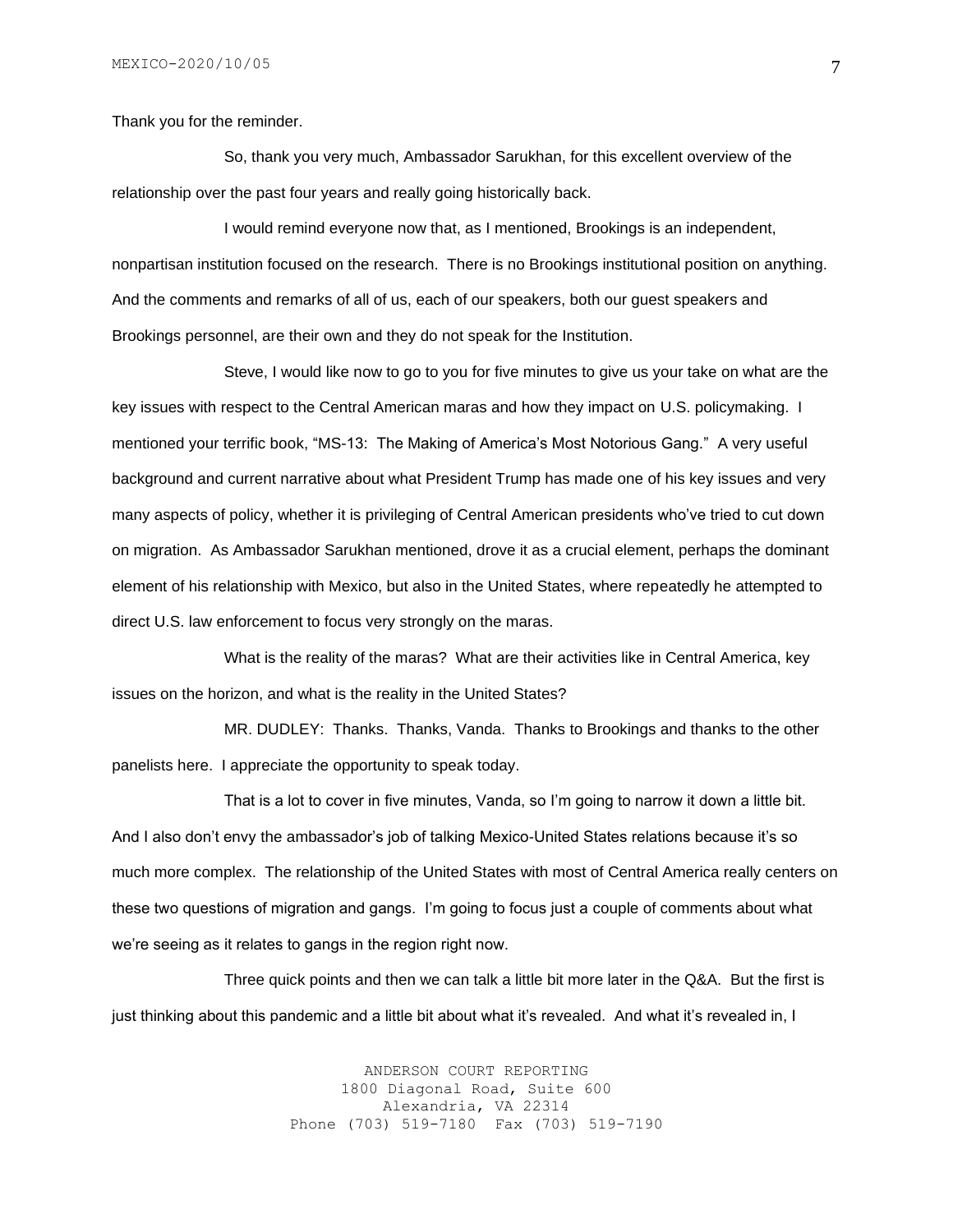Thank you for the reminder.

So, thank you very much, Ambassador Sarukhan, for this excellent overview of the relationship over the past four years and really going historically back.

I would remind everyone now that, as I mentioned, Brookings is an independent, nonpartisan institution focused on the research. There is no Brookings institutional position on anything. And the comments and remarks of all of us, each of our speakers, both our guest speakers and Brookings personnel, are their own and they do not speak for the Institution.

Steve, I would like now to go to you for five minutes to give us your take on what are the key issues with respect to the Central American maras and how they impact on U.S. policymaking. I mentioned your terrific book, "MS-13: The Making of America's Most Notorious Gang." A very useful background and current narrative about what President Trump has made one of his key issues and very many aspects of policy, whether it is privileging of Central American presidents who've tried to cut down on migration. As Ambassador Sarukhan mentioned, drove it as a crucial element, perhaps the dominant element of his relationship with Mexico, but also in the United States, where repeatedly he attempted to direct U.S. law enforcement to focus very strongly on the maras.

What is the reality of the maras? What are their activities like in Central America, key issues on the horizon, and what is the reality in the United States?

MR. DUDLEY: Thanks. Thanks, Vanda. Thanks to Brookings and thanks to the other panelists here. I appreciate the opportunity to speak today.

That is a lot to cover in five minutes, Vanda, so I'm going to narrow it down a little bit. And I also don't envy the ambassador's job of talking Mexico-United States relations because it's so much more complex. The relationship of the United States with most of Central America really centers on these two questions of migration and gangs. I'm going to focus just a couple of comments about what we're seeing as it relates to gangs in the region right now.

Three quick points and then we can talk a little bit more later in the Q&A. But the first is just thinking about this pandemic and a little bit about what it's revealed. And what it's revealed in, I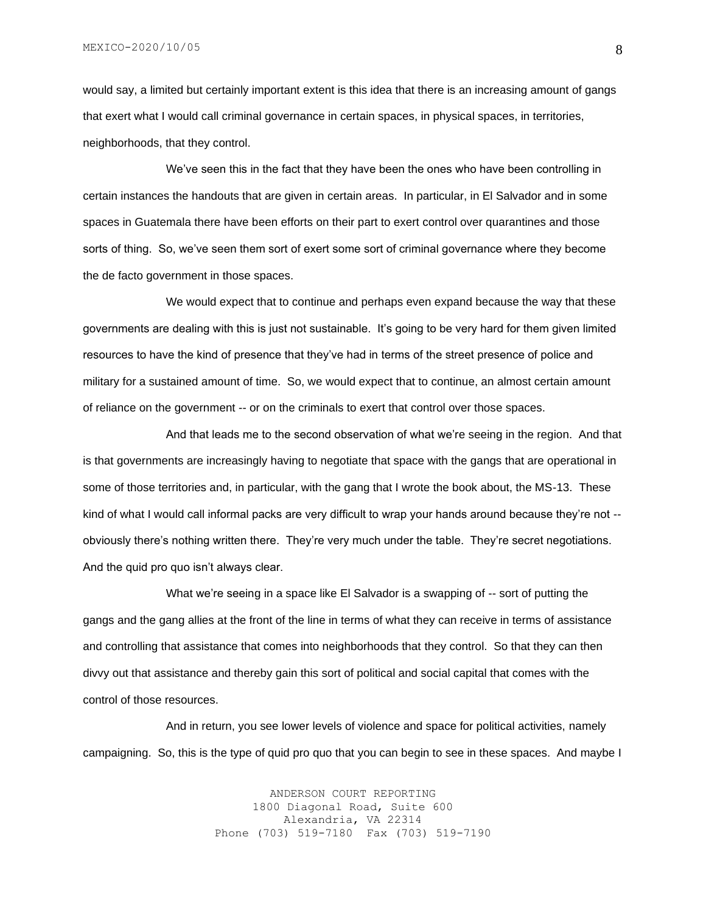would say, a limited but certainly important extent is this idea that there is an increasing amount of gangs that exert what I would call criminal governance in certain spaces, in physical spaces, in territories, neighborhoods, that they control.

We've seen this in the fact that they have been the ones who have been controlling in certain instances the handouts that are given in certain areas. In particular, in El Salvador and in some spaces in Guatemala there have been efforts on their part to exert control over quarantines and those sorts of thing. So, we've seen them sort of exert some sort of criminal governance where they become the de facto government in those spaces.

We would expect that to continue and perhaps even expand because the way that these governments are dealing with this is just not sustainable. It's going to be very hard for them given limited resources to have the kind of presence that they've had in terms of the street presence of police and military for a sustained amount of time. So, we would expect that to continue, an almost certain amount of reliance on the government -- or on the criminals to exert that control over those spaces.

And that leads me to the second observation of what we're seeing in the region. And that is that governments are increasingly having to negotiate that space with the gangs that are operational in some of those territories and, in particular, with the gang that I wrote the book about, the MS-13. These kind of what I would call informal packs are very difficult to wrap your hands around because they're not -- obviously there's nothing written there. They're very much under the table. They're secret negotiations. And the quid pro quo isn't always clear.

What we're seeing in a space like El Salvador is a swapping of -- sort of putting the gangs and the gang allies at the front of the line in terms of what they can receive in terms of assistance and controlling that assistance that comes into neighborhoods that they control. So that they can then divvy out that assistance and thereby gain this sort of political and social capital that comes with the control of those resources.

And in return, you see lower levels of violence and space for political activities, namely campaigning. So, this is the type of quid pro quo that you can begin to see in these spaces. And maybe I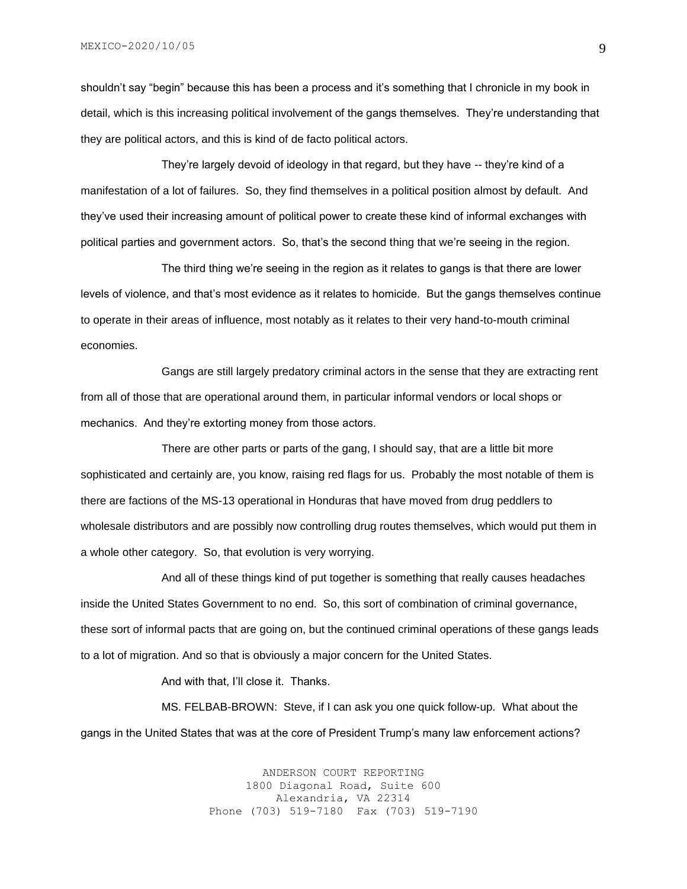shouldn't say "begin" because this has been a process and it's something that I chronicle in my book in detail, which is this increasing political involvement of the gangs themselves. They're understanding that they are political actors, and this is kind of de facto political actors.

They're largely devoid of ideology in that regard, but they have -- they're kind of a manifestation of a lot of failures. So, they find themselves in a political position almost by default. And they've used their increasing amount of political power to create these kind of informal exchanges with political parties and government actors. So, that's the second thing that we're seeing in the region.

The third thing we're seeing in the region as it relates to gangs is that there are lower levels of violence, and that's most evidence as it relates to homicide. But the gangs themselves continue to operate in their areas of influence, most notably as it relates to their very hand-to-mouth criminal economies.

Gangs are still largely predatory criminal actors in the sense that they are extracting rent from all of those that are operational around them, in particular informal vendors or local shops or mechanics. And they're extorting money from those actors.

There are other parts or parts of the gang, I should say, that are a little bit more sophisticated and certainly are, you know, raising red flags for us. Probably the most notable of them is there are factions of the MS-13 operational in Honduras that have moved from drug peddlers to wholesale distributors and are possibly now controlling drug routes themselves, which would put them in a whole other category. So, that evolution is very worrying.

And all of these things kind of put together is something that really causes headaches inside the United States Government to no end. So, this sort of combination of criminal governance, these sort of informal pacts that are going on, but the continued criminal operations of these gangs leads to a lot of migration. And so that is obviously a major concern for the United States.

And with that, I'll close it. Thanks.

MS. FELBAB-BROWN: Steve, if I can ask you one quick follow-up. What about the gangs in the United States that was at the core of President Trump's many law enforcement actions?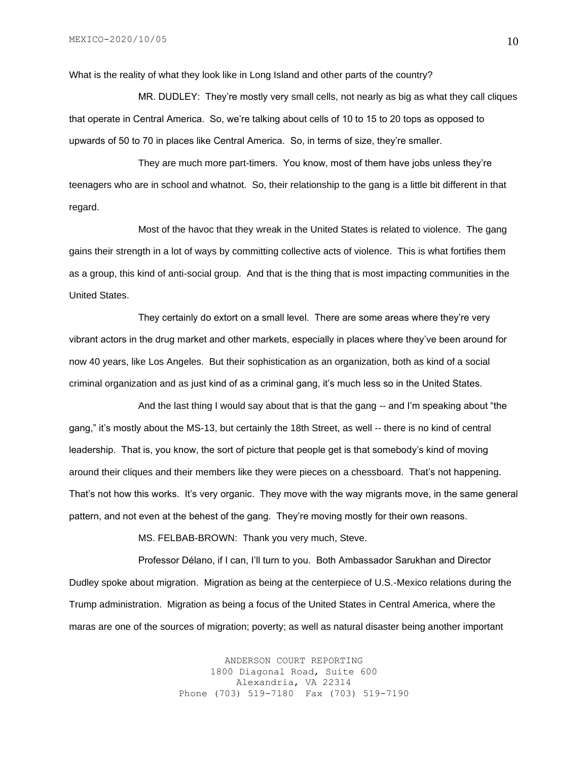What is the reality of what they look like in Long Island and other parts of the country?

MR. DUDLEY: They're mostly very small cells, not nearly as big as what they call cliques that operate in Central America. So, we're talking about cells of 10 to 15 to 20 tops as opposed to upwards of 50 to 70 in places like Central America. So, in terms of size, they're smaller.

They are much more part-timers. You know, most of them have jobs unless they're teenagers who are in school and whatnot. So, their relationship to the gang is a little bit different in that regard.

Most of the havoc that they wreak in the United States is related to violence. The gang gains their strength in a lot of ways by committing collective acts of violence. This is what fortifies them as a group, this kind of anti-social group. And that is the thing that is most impacting communities in the United States.

They certainly do extort on a small level. There are some areas where they're very vibrant actors in the drug market and other markets, especially in places where they've been around for now 40 years, like Los Angeles. But their sophistication as an organization, both as kind of a social criminal organization and as just kind of as a criminal gang, it's much less so in the United States.

And the last thing I would say about that is that the gang -- and I'm speaking about "the gang," it's mostly about the MS-13, but certainly the 18th Street, as well -- there is no kind of central leadership. That is, you know, the sort of picture that people get is that somebody's kind of moving around their cliques and their members like they were pieces on a chessboard. That's not happening. That's not how this works. It's very organic. They move with the way migrants move, in the same general pattern, and not even at the behest of the gang. They're moving mostly for their own reasons.

MS. FELBAB-BROWN: Thank you very much, Steve.

Professor Délano, if I can, I'll turn to you. Both Ambassador Sarukhan and Director Dudley spoke about migration. Migration as being at the centerpiece of U.S.-Mexico relations during the Trump administration. Migration as being a focus of the United States in Central America, where the maras are one of the sources of migration; poverty; as well as natural disaster being another important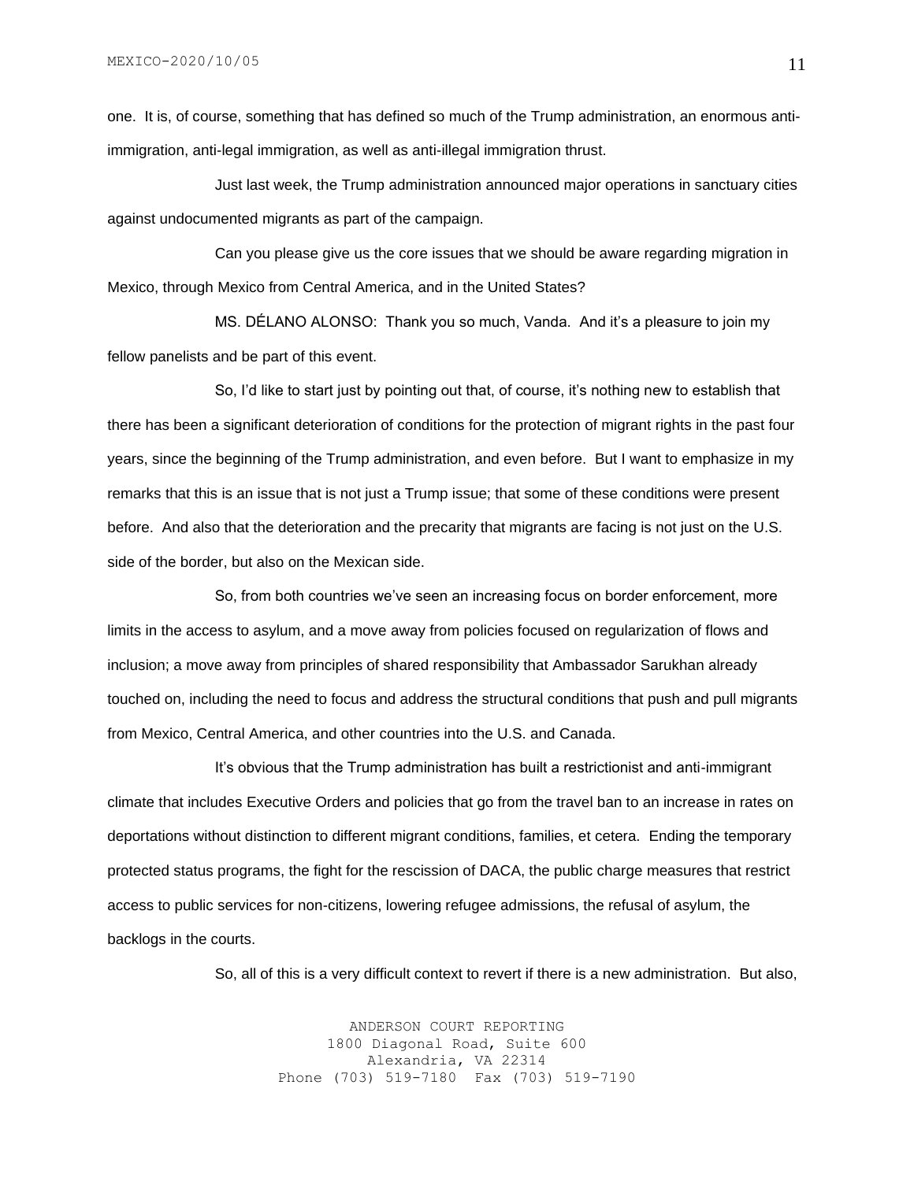one. It is, of course, something that has defined so much of the Trump administration, an enormous anti-immigration, anti-legal immigration, as well as anti-illegal immigration thrust.

Just last week, the Trump administration announced major operations in sanctuary cities against undocumented migrants as part of the campaign.

Can you please give us the core issues that we should be aware regarding migration in Mexico, through Mexico from Central America, and in the United States?

MS. DÉLANO ALONSO: Thank you so much, Vanda. And it's a pleasure to join my fellow panelists and be part of this event.

So, I'd like to start just by pointing out that, of course, it's nothing new to establish that there has been a significant deterioration of conditions for the protection of migrant rights in the past four years, since the beginning of the Trump administration, and even before. But I want to emphasize in my remarks that this is an issue that is not just a Trump issue; that some of these conditions were present before. And also that the deterioration and the precarity that migrants are facing is not just on the U.S. side of the border, but also on the Mexican side.

So, from both countries we've seen an increasing focus on border enforcement, more limits in the access to asylum, and a move away from policies focused on regularization of flows and inclusion; a move away from principles of shared responsibility that Ambassador Sarukhan already touched on, including the need to focus and address the structural conditions that push and pull migrants from Mexico, Central America, and other countries into the U.S. and Canada.

It's obvious that the Trump administration has built a restrictionist and anti-immigrant climate that includes Executive Orders and policies that go from the travel ban to an increase in rates on deportations without distinction to different migrant conditions, families, et cetera. Ending the temporary protected status programs, the fight for the rescission of DACA, the public charge measures that restrict access to public services for non-citizens, lowering refugee admissions, the refusal of asylum, the backlogs in the courts.

So, all of this is a very difficult context to revert if there is a new administration. But also,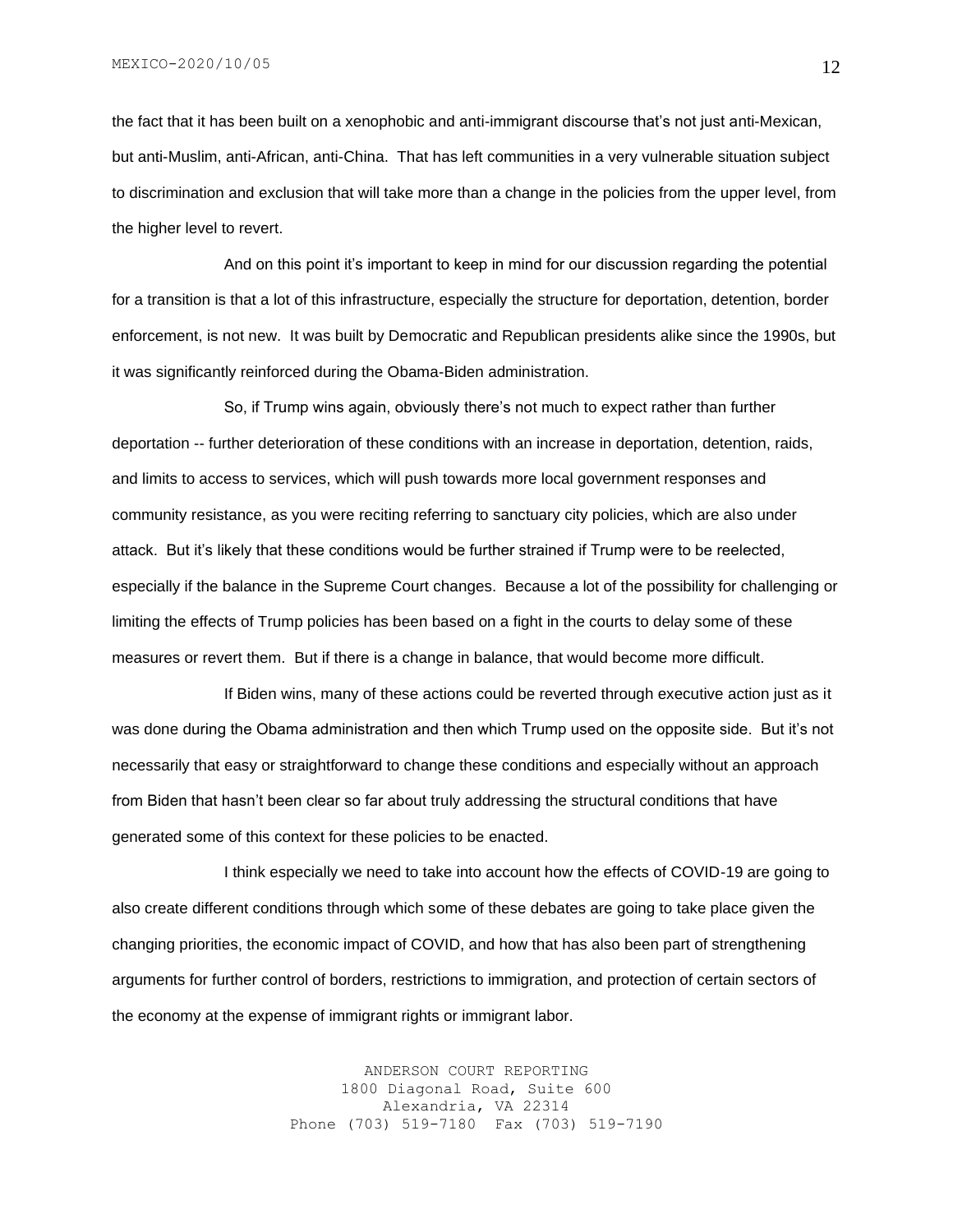the fact that it has been built on a xenophobic and anti-immigrant discourse that's not just anti-Mexican, but anti-Muslim, anti-African, anti-China. That has left communities in a very vulnerable situation subject to discrimination and exclusion that will take more than a change in the policies from the upper level, from the higher level to revert.

And on this point it's important to keep in mind for our discussion regarding the potential for a transition is that a lot of this infrastructure, especially the structure for deportation, detention, border enforcement, is not new. It was built by Democratic and Republican presidents alike since the 1990s, but it was significantly reinforced during the Obama-Biden administration.

So, if Trump wins again, obviously there's not much to expect rather than further deportation -- further deterioration of these conditions with an increase in deportation, detention, raids, and limits to access to services, which will push towards more local government responses and community resistance, as you were reciting referring to sanctuary city policies, which are also under attack. But it's likely that these conditions would be further strained if Trump were to be reelected, especially if the balance in the Supreme Court changes. Because a lot of the possibility for challenging or limiting the effects of Trump policies has been based on a fight in the courts to delay some of these measures or revert them. But if there is a change in balance, that would become more difficult.

If Biden wins, many of these actions could be reverted through executive action just as it was done during the Obama administration and then which Trump used on the opposite side. But it's not necessarily that easy or straightforward to change these conditions and especially without an approach from Biden that hasn't been clear so far about truly addressing the structural conditions that have generated some of this context for these policies to be enacted.

I think especially we need to take into account how the effects of COVID-19 are going to also create different conditions through which some of these debates are going to take place given the changing priorities, the economic impact of COVID, and how that has also been part of strengthening arguments for further control of borders, restrictions to immigration, and protection of certain sectors of the economy at the expense of immigrant rights or immigrant labor.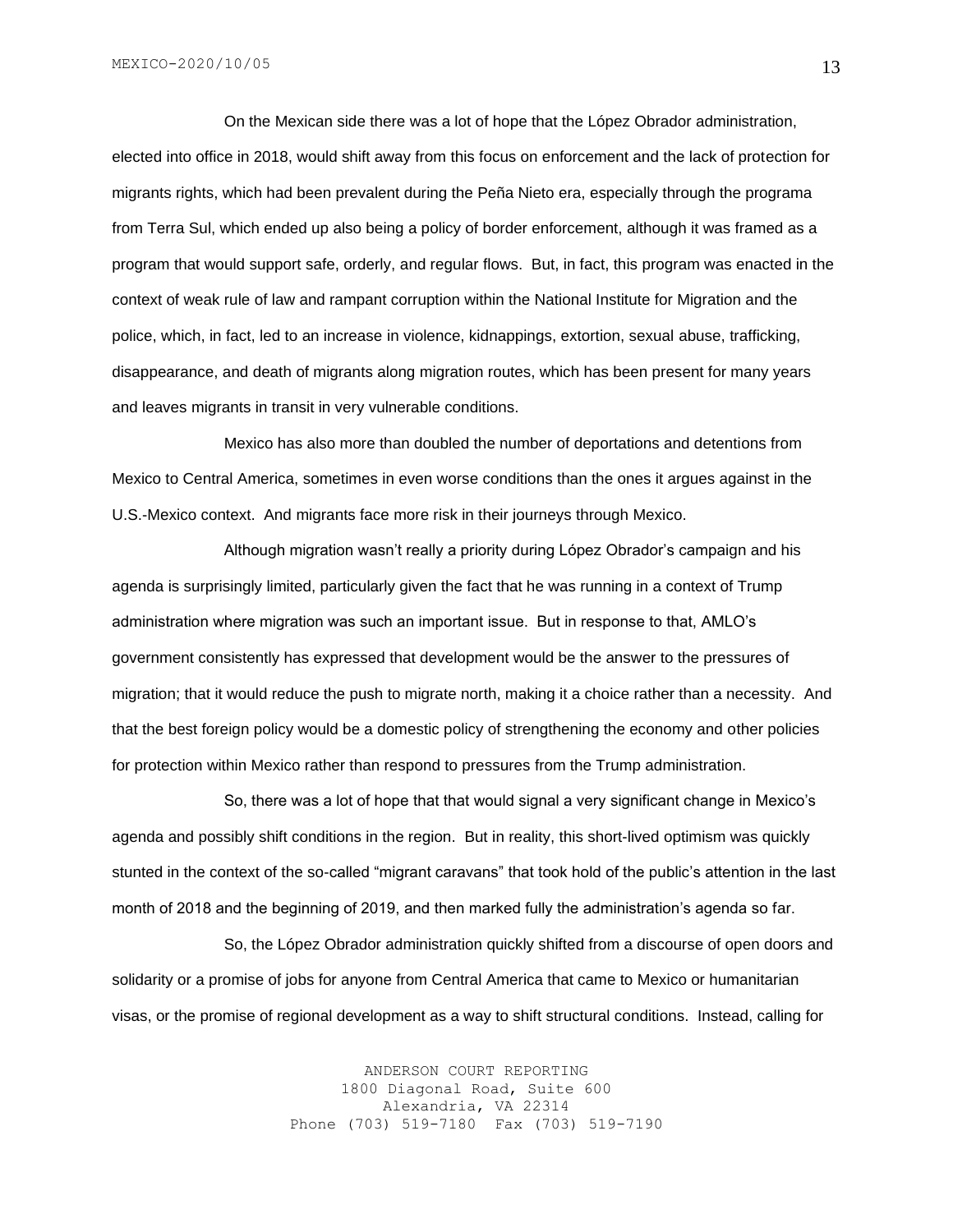On the Mexican side there was a lot of hope that the López Obrador administration, elected into office in 2018, would shift away from this focus on enforcement and the lack of protection for migrants rights, which had been prevalent during the Peña Nieto era, especially through the programa from Terra Sul, which ended up also being a policy of border enforcement, although it was framed as a program that would support safe, orderly, and regular flows. But, in fact, this program was enacted in the context of weak rule of law and rampant corruption within the National Institute for Migration and the police, which, in fact, led to an increase in violence, kidnappings, extortion, sexual abuse, trafficking, disappearance, and death of migrants along migration routes, which has been present for many years and leaves migrants in transit in very vulnerable conditions.

Mexico has also more than doubled the number of deportations and detentions from Mexico to Central America, sometimes in even worse conditions than the ones it argues against in the U.S.-Mexico context. And migrants face more risk in their journeys through Mexico.

Although migration wasn't really a priority during López Obrador's campaign and his agenda is surprisingly limited, particularly given the fact that he was running in a context of Trump administration where migration was such an important issue. But in response to that, AMLO's government consistently has expressed that development would be the answer to the pressures of migration; that it would reduce the push to migrate north, making it a choice rather than a necessity. And that the best foreign policy would be a domestic policy of strengthening the economy and other policies for protection within Mexico rather than respond to pressures from the Trump administration.

So, there was a lot of hope that that would signal a very significant change in Mexico's agenda and possibly shift conditions in the region. But in reality, this short-lived optimism was quickly stunted in the context of the so-called "migrant caravans" that took hold of the public's attention in the last month of 2018 and the beginning of 2019, and then marked fully the administration's agenda so far.

So, the López Obrador administration quickly shifted from a discourse of open doors and solidarity or a promise of jobs for anyone from Central America that came to Mexico or humanitarian visas, or the promise of regional development as a way to shift structural conditions. Instead, calling for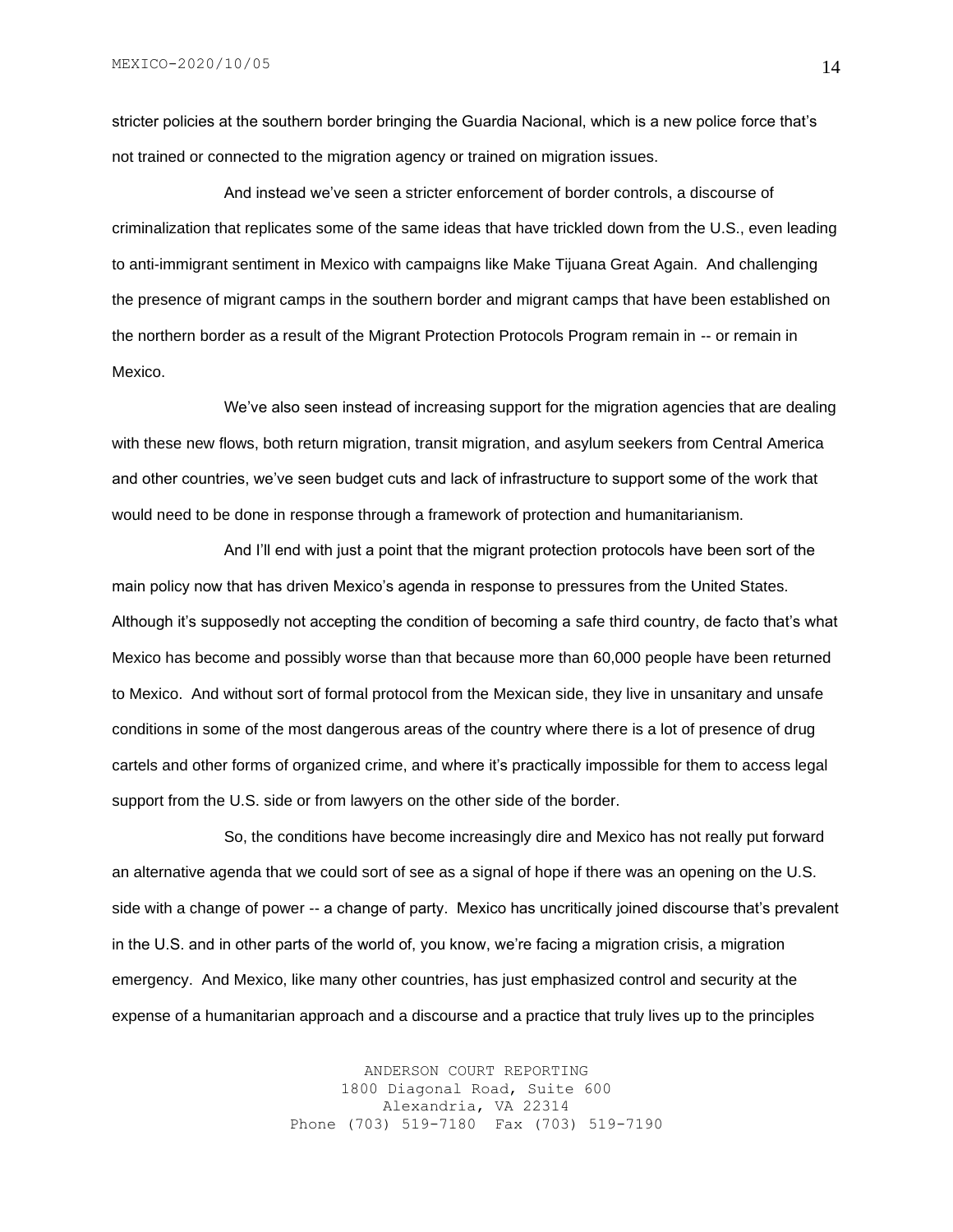stricter policies at the southern border bringing the Guardia Nacional, which is a new police force that's not trained or connected to the migration agency or trained on migration issues.

And instead we've seen a stricter enforcement of border controls, a discourse of criminalization that replicates some of the same ideas that have trickled down from the U.S., even leading to anti-immigrant sentiment in Mexico with campaigns like Make Tijuana Great Again. And challenging the presence of migrant camps in the southern border and migrant camps that have been established on the northern border as a result of the Migrant Protection Protocols Program remain in -- or remain in Mexico.

We've also seen instead of increasing support for the migration agencies that are dealing with these new flows, both return migration, transit migration, and asylum seekers from Central America and other countries, we've seen budget cuts and lack of infrastructure to support some of the work that would need to be done in response through a framework of protection and humanitarianism.

And I'll end with just a point that the migrant protection protocols have been sort of the main policy now that has driven Mexico's agenda in response to pressures from the United States. Although it's supposedly not accepting the condition of becoming a safe third country, de facto that's what Mexico has become and possibly worse than that because more than 60,000 people have been returned to Mexico. And without sort of formal protocol from the Mexican side, they live in unsanitary and unsafe conditions in some of the most dangerous areas of the country where there is a lot of presence of drug cartels and other forms of organized crime, and where it's practically impossible for them to access legal support from the U.S. side or from lawyers on the other side of the border.

So, the conditions have become increasingly dire and Mexico has not really put forward an alternative agenda that we could sort of see as a signal of hope if there was an opening on the U.S. side with a change of power -- a change of party. Mexico has uncritically joined discourse that's prevalent in the U.S. and in other parts of the world of, you know, we're facing a migration crisis, a migration emergency. And Mexico, like many other countries, has just emphasized control and security at the expense of a humanitarian approach and a discourse and a practice that truly lives up to the principles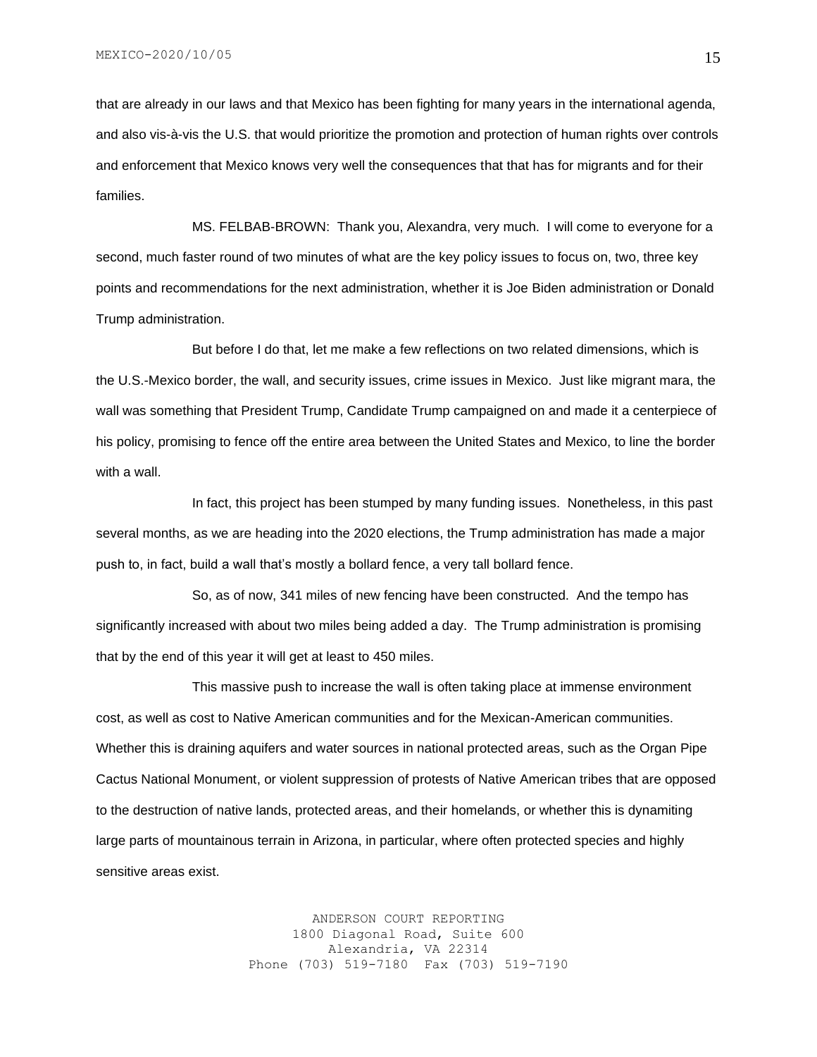that are already in our laws and that Mexico has been fighting for many years in the international agenda, and also vis-à-vis the U.S. that would prioritize the promotion and protection of human rights over controls and enforcement that Mexico knows very well the consequences that that has for migrants and for their families.

MS. FELBAB-BROWN: Thank you, Alexandra, very much. I will come to everyone for a second, much faster round of two minutes of what are the key policy issues to focus on, two, three key points and recommendations for the next administration, whether it is Joe Biden administration or Donald Trump administration.

But before I do that, let me make a few reflections on two related dimensions, which is the U.S.-Mexico border, the wall, and security issues, crime issues in Mexico. Just like migrant mara, the wall was something that President Trump, Candidate Trump campaigned on and made it a centerpiece of his policy, promising to fence off the entire area between the United States and Mexico, to line the border with a wall.

In fact, this project has been stumped by many funding issues. Nonetheless, in this past several months, as we are heading into the 2020 elections, the Trump administration has made a major push to, in fact, build a wall that's mostly a bollard fence, a very tall bollard fence.

So, as of now, 341 miles of new fencing have been constructed. And the tempo has significantly increased with about two miles being added a day. The Trump administration is promising that by the end of this year it will get at least to 450 miles.

This massive push to increase the wall is often taking place at immense environment cost, as well as cost to Native American communities and for the Mexican-American communities. Whether this is draining aquifers and water sources in national protected areas, such as the Organ Pipe Cactus National Monument, or violent suppression of protests of Native American tribes that are opposed to the destruction of native lands, protected areas, and their homelands, or whether this is dynamiting large parts of mountainous terrain in Arizona, in particular, where often protected species and highly sensitive areas exist.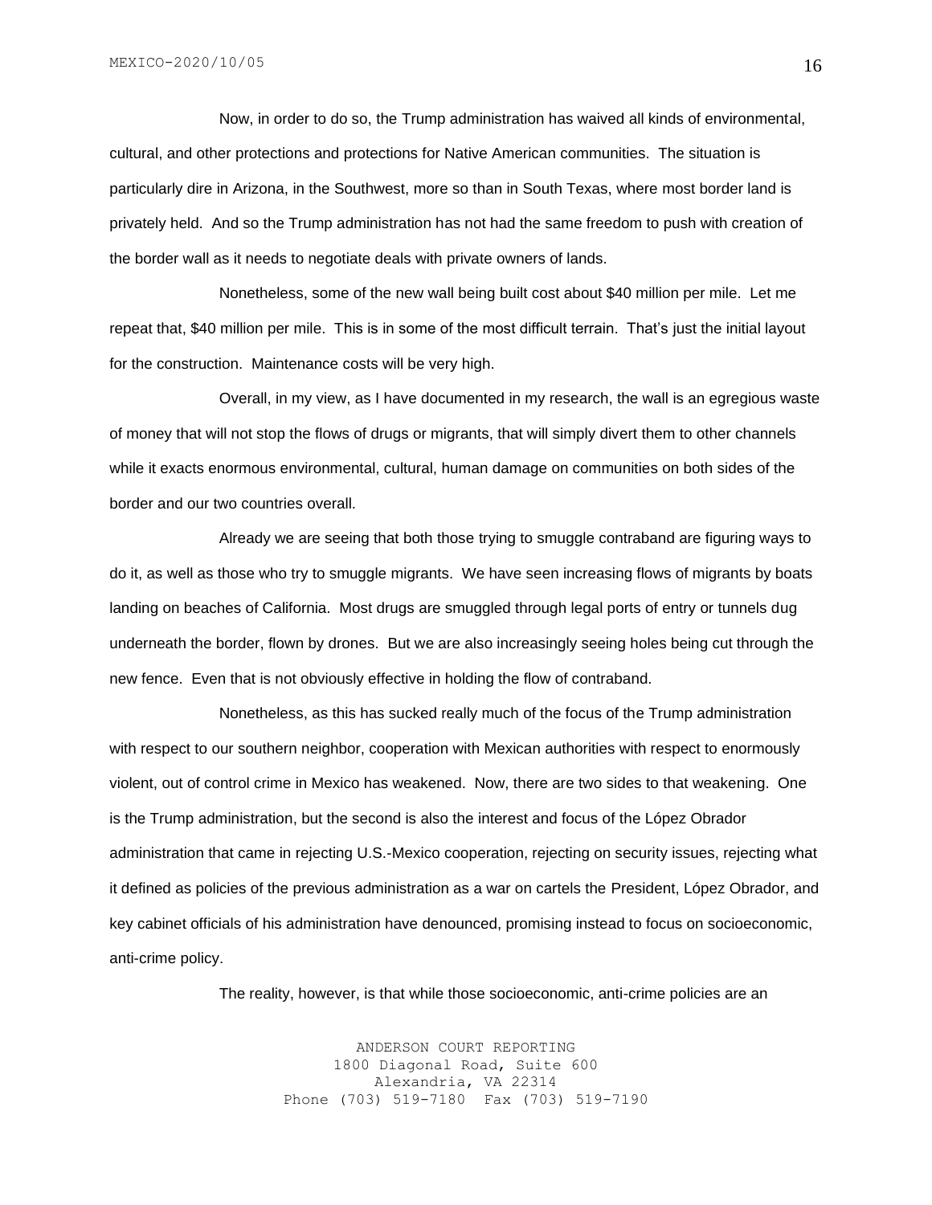Now, in order to do so, the Trump administration has waived all kinds of environmental, cultural, and other protections and protections for Native American communities. The situation is particularly dire in Arizona, in the Southwest, more so than in South Texas, where most border land is privately held. And so the Trump administration has not had the same freedom to push with creation of the border wall as it needs to negotiate deals with private owners of lands.

Nonetheless, some of the new wall being built cost about $40 million per mile. Let me repeat that, $40 million per mile. This is in some of the most difficult terrain. That's just the initial layout for the construction. Maintenance costs will be very high.

Overall, in my view, as I have documented in my research, the wall is an egregious waste of money that will not stop the flows of drugs or migrants, that will simply divert them to other channels while it exacts enormous environmental, cultural, human damage on communities on both sides of the border and our two countries overall.

Already we are seeing that both those trying to smuggle contraband are figuring ways to do it, as well as those who try to smuggle migrants. We have seen increasing flows of migrants by boats landing on beaches of California. Most drugs are smuggled through legal ports of entry or tunnels dug underneath the border, flown by drones. But we are also increasingly seeing holes being cut through the new fence. Even that is not obviously effective in holding the flow of contraband.

Nonetheless, as this has sucked really much of the focus of the Trump administration with respect to our southern neighbor, cooperation with Mexican authorities with respect to enormously violent, out of control crime in Mexico has weakened. Now, there are two sides to that weakening. One is the Trump administration, but the second is also the interest and focus of the López Obrador administration that came in rejecting U.S.-Mexico cooperation, rejecting on security issues, rejecting what it defined as policies of the previous administration as a war on cartels the President, López Obrador, and key cabinet officials of his administration have denounced, promising instead to focus on socioeconomic, anti-crime policy.

The reality, however, is that while those socioeconomic, anti-crime policies are an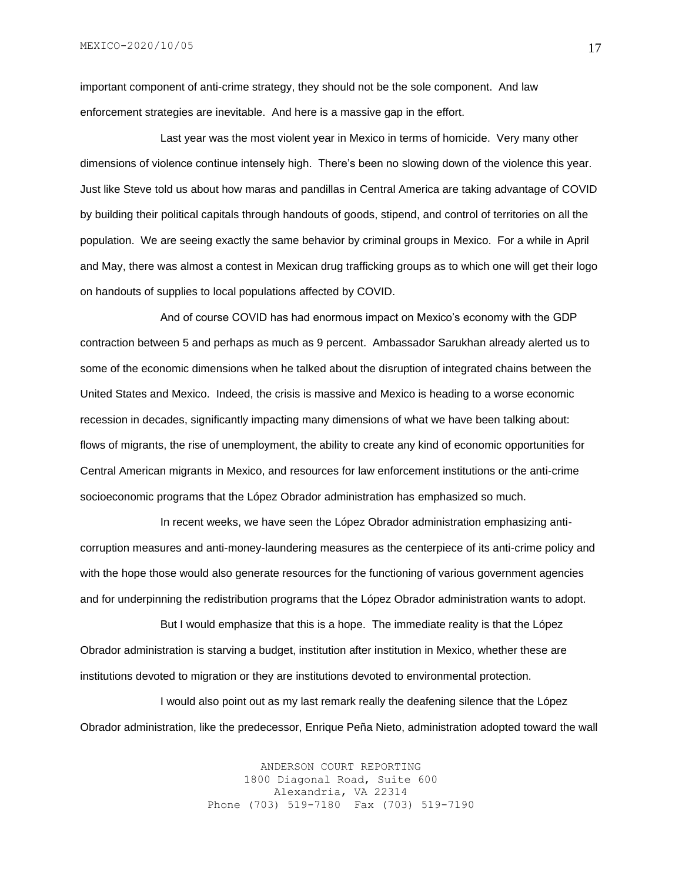important component of anti-crime strategy, they should not be the sole component. And law enforcement strategies are inevitable. And here is a massive gap in the effort.

Last year was the most violent year in Mexico in terms of homicide. Very many other dimensions of violence continue intensely high. There's been no slowing down of the violence this year. Just like Steve told us about how maras and pandillas in Central America are taking advantage of COVID by building their political capitals through handouts of goods, stipend, and control of territories on all the population. We are seeing exactly the same behavior by criminal groups in Mexico. For a while in April and May, there was almost a contest in Mexican drug trafficking groups as to which one will get their logo on handouts of supplies to local populations affected by COVID.

And of course COVID has had enormous impact on Mexico's economy with the GDP contraction between 5 and perhaps as much as 9 percent. Ambassador Sarukhan already alerted us to some of the economic dimensions when he talked about the disruption of integrated chains between the United States and Mexico. Indeed, the crisis is massive and Mexico is heading to a worse economic recession in decades, significantly impacting many dimensions of what we have been talking about: flows of migrants, the rise of unemployment, the ability to create any kind of economic opportunities for Central American migrants in Mexico, and resources for law enforcement institutions or the anti-crime socioeconomic programs that the López Obrador administration has emphasized so much.

In recent weeks, we have seen the López Obrador administration emphasizing anti-corruption measures and anti-money-laundering measures as the centerpiece of its anti-crime policy and with the hope those would also generate resources for the functioning of various government agencies and for underpinning the redistribution programs that the López Obrador administration wants to adopt.

But I would emphasize that this is a hope. The immediate reality is that the López Obrador administration is starving a budget, institution after institution in Mexico, whether these are institutions devoted to migration or they are institutions devoted to environmental protection.

I would also point out as my last remark really the deafening silence that the López Obrador administration, like the predecessor, Enrique Peña Nieto, administration adopted toward the wall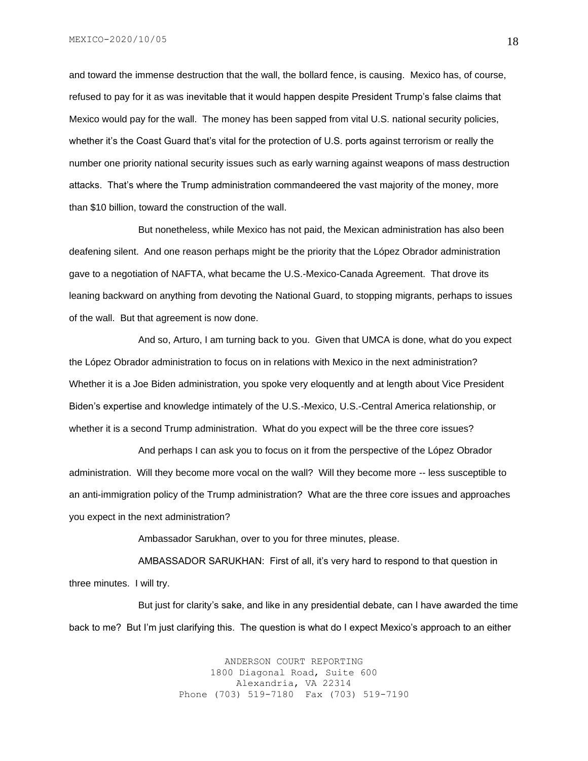and toward the immense destruction that the wall, the bollard fence, is causing. Mexico has, of course, refused to pay for it as was inevitable that it would happen despite President Trump's false claims that Mexico would pay for the wall. The money has been sapped from vital U.S. national security policies, whether it's the Coast Guard that's vital for the protection of U.S. ports against terrorism or really the number one priority national security issues such as early warning against weapons of mass destruction attacks. That's where the Trump administration commandeered the vast majority of the money, more than $10 billion, toward the construction of the wall.

But nonetheless, while Mexico has not paid, the Mexican administration has also been deafening silent. And one reason perhaps might be the priority that the López Obrador administration gave to a negotiation of NAFTA, what became the U.S.-Mexico-Canada Agreement. That drove its leaning backward on anything from devoting the National Guard, to stopping migrants, perhaps to issues of the wall. But that agreement is now done.

And so, Arturo, I am turning back to you. Given that UMCA is done, what do you expect the López Obrador administration to focus on in relations with Mexico in the next administration? Whether it is a Joe Biden administration, you spoke very eloquently and at length about Vice President Biden's expertise and knowledge intimately of the U.S.-Mexico, U.S.-Central America relationship, or whether it is a second Trump administration. What do you expect will be the three core issues?

And perhaps I can ask you to focus on it from the perspective of the López Obrador administration. Will they become more vocal on the wall? Will they become more -- less susceptible to an anti-immigration policy of the Trump administration? What are the three core issues and approaches you expect in the next administration?

Ambassador Sarukhan, over to you for three minutes, please.

AMBASSADOR SARUKHAN: First of all, it's very hard to respond to that question in three minutes. I will try.

But just for clarity's sake, and like in any presidential debate, can I have awarded the time back to me? But I'm just clarifying this. The question is what do I expect Mexico's approach to an either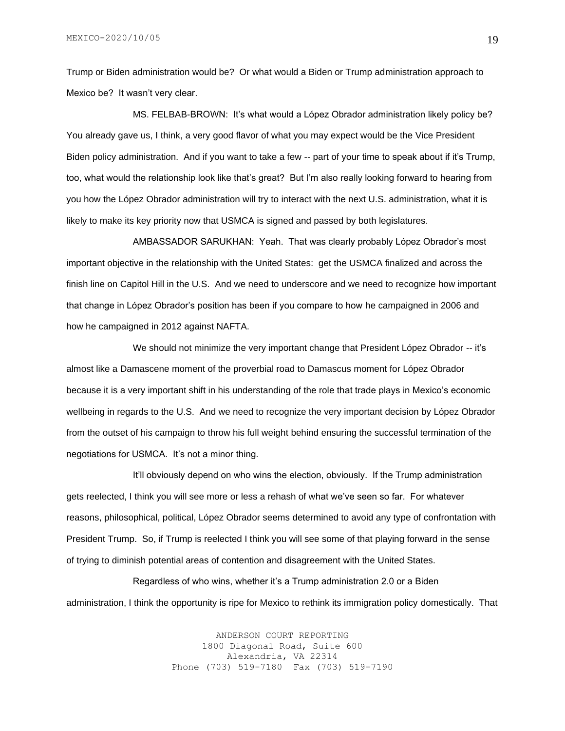Trump or Biden administration would be? Or what would a Biden or Trump administration approach to Mexico be? It wasn't very clear.

MS. FELBAB-BROWN: It's what would a López Obrador administration likely policy be? You already gave us, I think, a very good flavor of what you may expect would be the Vice President Biden policy administration. And if you want to take a few -- part of your time to speak about if it's Trump, too, what would the relationship look like that's great? But I'm also really looking forward to hearing from you how the López Obrador administration will try to interact with the next U.S. administration, what it is likely to make its key priority now that USMCA is signed and passed by both legislatures.

AMBASSADOR SARUKHAN: Yeah. That was clearly probably López Obrador's most important objective in the relationship with the United States: get the USMCA finalized and across the finish line on Capitol Hill in the U.S. And we need to underscore and we need to recognize how important that change in López Obrador's position has been if you compare to how he campaigned in 2006 and how he campaigned in 2012 against NAFTA.

We should not minimize the very important change that President López Obrador -- it's almost like a Damascene moment of the proverbial road to Damascus moment for López Obrador because it is a very important shift in his understanding of the role that trade plays in Mexico's economic wellbeing in regards to the U.S. And we need to recognize the very important decision by López Obrador from the outset of his campaign to throw his full weight behind ensuring the successful termination of the negotiations for USMCA. It's not a minor thing.

It'll obviously depend on who wins the election, obviously. If the Trump administration gets reelected, I think you will see more or less a rehash of what we've seen so far. For whatever reasons, philosophical, political, López Obrador seems determined to avoid any type of confrontation with President Trump. So, if Trump is reelected I think you will see some of that playing forward in the sense of trying to diminish potential areas of contention and disagreement with the United States.

Regardless of who wins, whether it's a Trump administration 2.0 or a Biden administration, I think the opportunity is ripe for Mexico to rethink its immigration policy domestically. That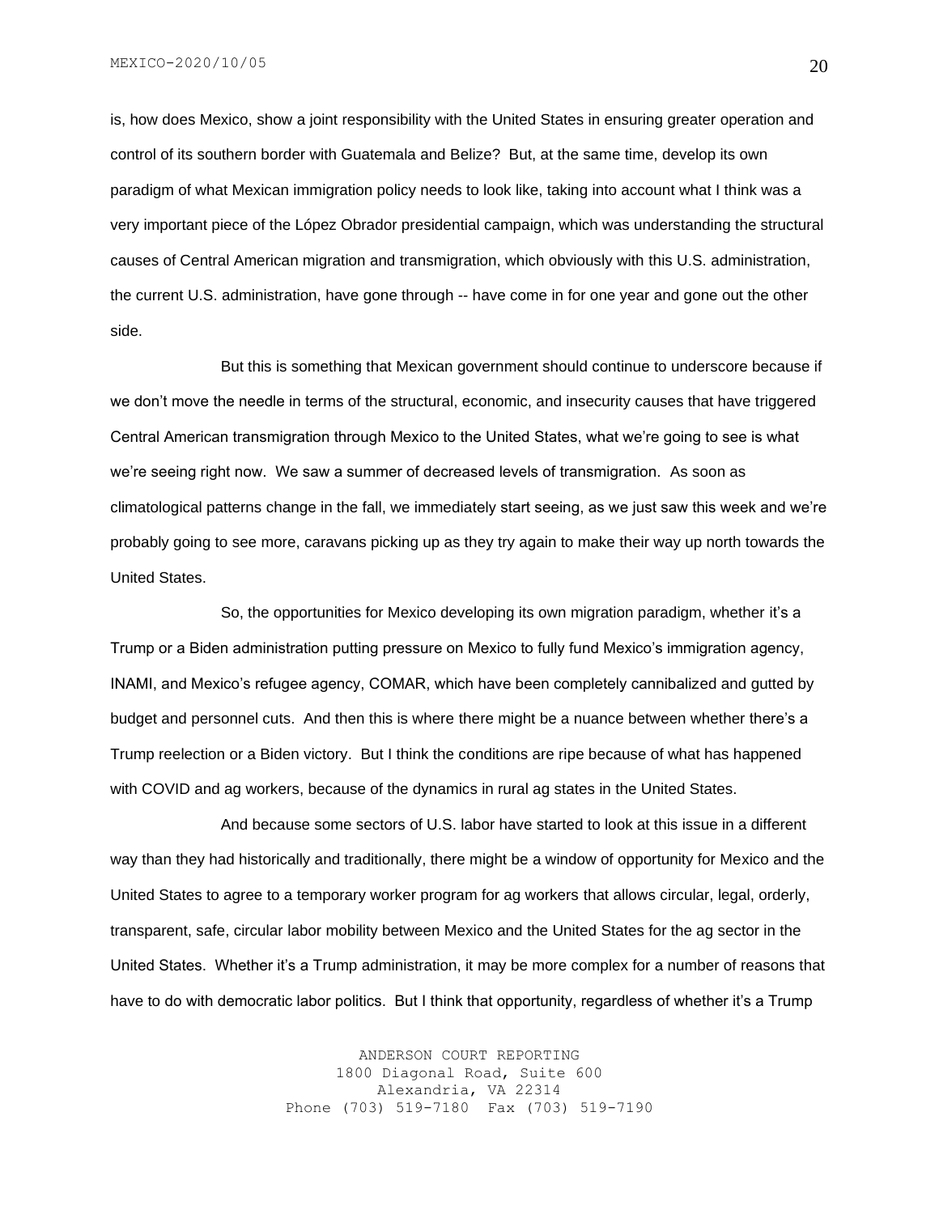is, how does Mexico, show a joint responsibility with the United States in ensuring greater operation and control of its southern border with Guatemala and Belize? But, at the same time, develop its own paradigm of what Mexican immigration policy needs to look like, taking into account what I think was a very important piece of the López Obrador presidential campaign, which was understanding the structural causes of Central American migration and transmigration, which obviously with this U.S. administration, the current U.S. administration, have gone through -- have come in for one year and gone out the other side.

But this is something that Mexican government should continue to underscore because if we don't move the needle in terms of the structural, economic, and insecurity causes that have triggered Central American transmigration through Mexico to the United States, what we're going to see is what we're seeing right now. We saw a summer of decreased levels of transmigration. As soon as climatological patterns change in the fall, we immediately start seeing, as we just saw this week and we're probably going to see more, caravans picking up as they try again to make their way up north towards the United States.

So, the opportunities for Mexico developing its own migration paradigm, whether it's a Trump or a Biden administration putting pressure on Mexico to fully fund Mexico's immigration agency, INAMI, and Mexico's refugee agency, COMAR, which have been completely cannibalized and gutted by budget and personnel cuts. And then this is where there might be a nuance between whether there's a Trump reelection or a Biden victory. But I think the conditions are ripe because of what has happened with COVID and ag workers, because of the dynamics in rural ag states in the United States.

And because some sectors of U.S. labor have started to look at this issue in a different way than they had historically and traditionally, there might be a window of opportunity for Mexico and the United States to agree to a temporary worker program for ag workers that allows circular, legal, orderly, transparent, safe, circular labor mobility between Mexico and the United States for the ag sector in the United States. Whether it's a Trump administration, it may be more complex for a number of reasons that have to do with democratic labor politics. But I think that opportunity, regardless of whether it's a Trump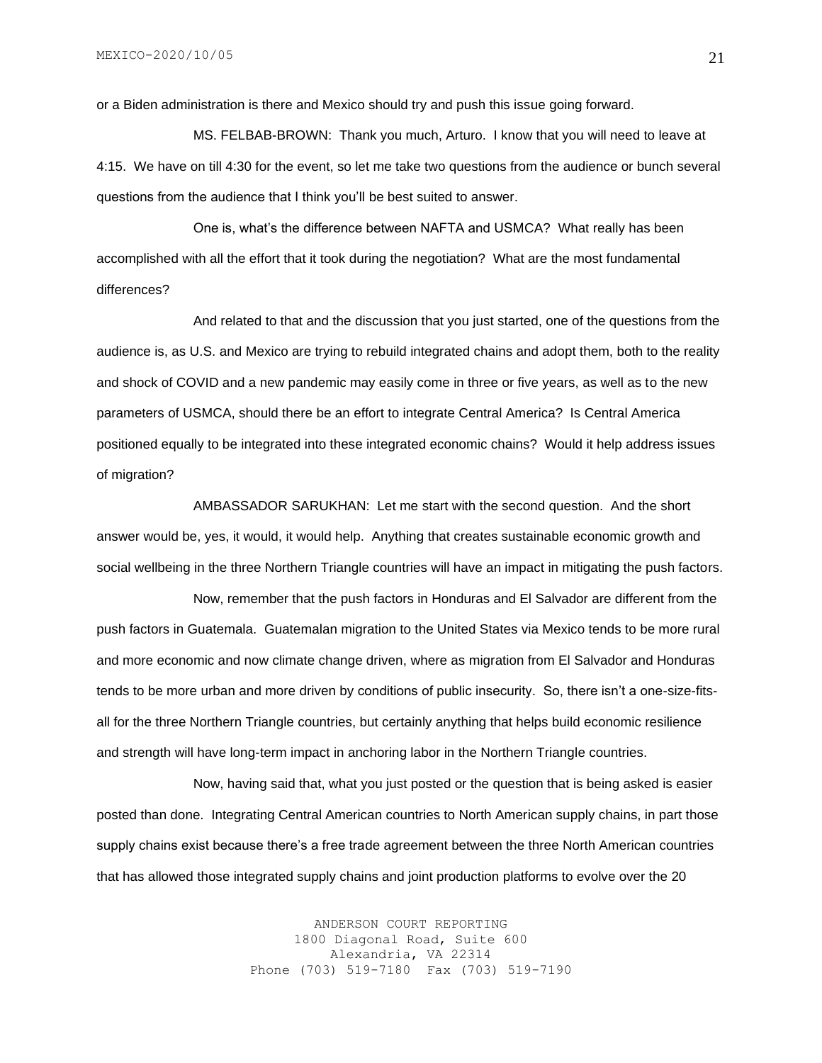or a Biden administration is there and Mexico should try and push this issue going forward.

MS. FELBAB-BROWN: Thank you much, Arturo. I know that you will need to leave at 4:15. We have on till 4:30 for the event, so let me take two questions from the audience or bunch several questions from the audience that I think you'll be best suited to answer.

One is, what's the difference between NAFTA and USMCA? What really has been accomplished with all the effort that it took during the negotiation? What are the most fundamental differences?

And related to that and the discussion that you just started, one of the questions from the audience is, as U.S. and Mexico are trying to rebuild integrated chains and adopt them, both to the reality and shock of COVID and a new pandemic may easily come in three or five years, as well as to the new parameters of USMCA, should there be an effort to integrate Central America? Is Central America positioned equally to be integrated into these integrated economic chains? Would it help address issues of migration?

AMBASSADOR SARUKHAN: Let me start with the second question. And the short answer would be, yes, it would, it would help. Anything that creates sustainable economic growth and social wellbeing in the three Northern Triangle countries will have an impact in mitigating the push factors.

Now, remember that the push factors in Honduras and El Salvador are different from the push factors in Guatemala. Guatemalan migration to the United States via Mexico tends to be more rural and more economic and now climate change driven, where as migration from El Salvador and Honduras tends to be more urban and more driven by conditions of public insecurity. So, there isn't a one-size-fits-all for the three Northern Triangle countries, but certainly anything that helps build economic resilience and strength will have long-term impact in anchoring labor in the Northern Triangle countries.

Now, having said that, what you just posted or the question that is being asked is easier posted than done. Integrating Central American countries to North American supply chains, in part those supply chains exist because there's a free trade agreement between the three North American countries that has allowed those integrated supply chains and joint production platforms to evolve over the 20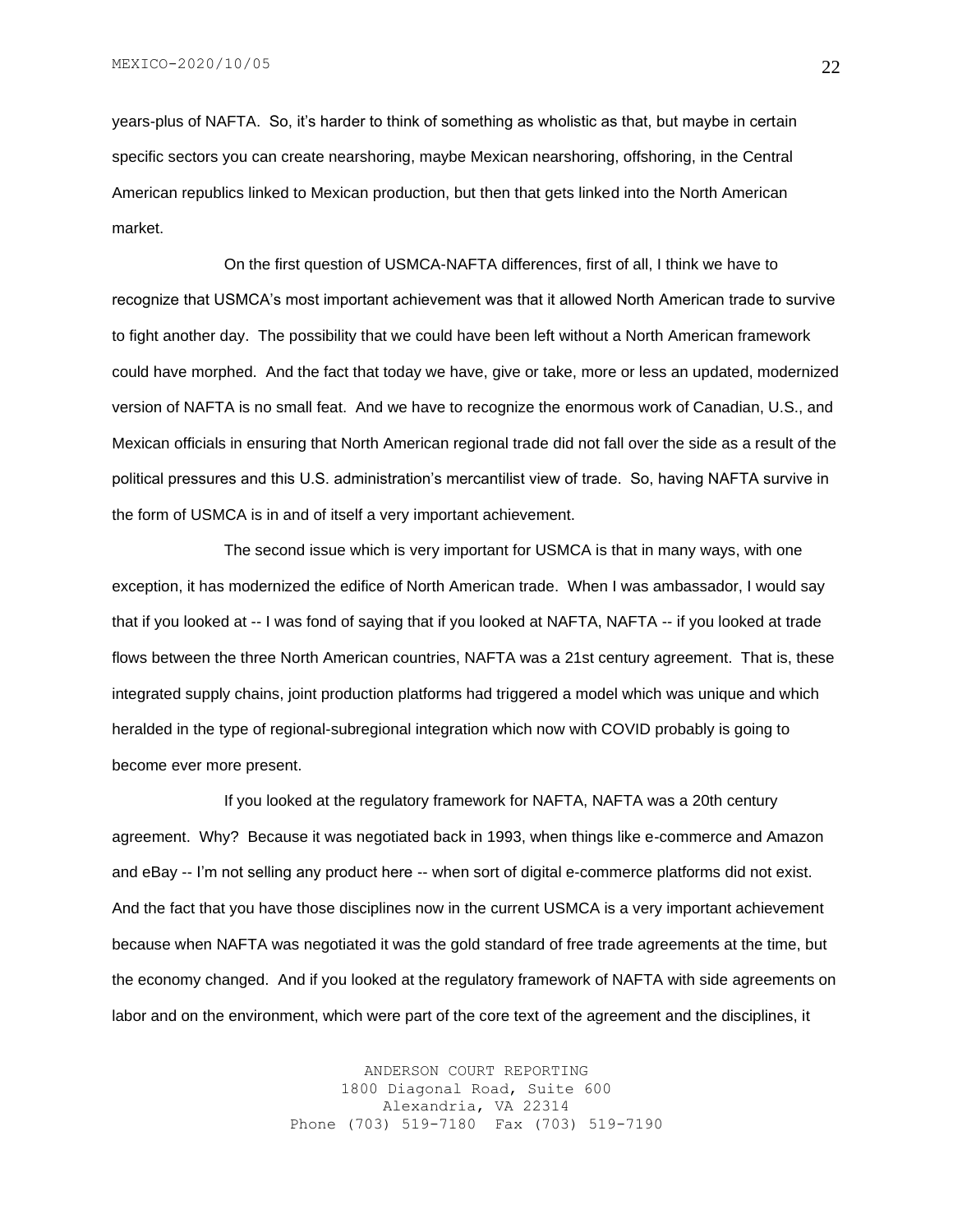years-plus of NAFTA. So, it's harder to think of something as wholistic as that, but maybe in certain specific sectors you can create nearshoring, maybe Mexican nearshoring, offshoring, in the Central American republics linked to Mexican production, but then that gets linked into the North American market.

On the first question of USMCA-NAFTA differences, first of all, I think we have to recognize that USMCA's most important achievement was that it allowed North American trade to survive to fight another day. The possibility that we could have been left without a North American framework could have morphed. And the fact that today we have, give or take, more or less an updated, modernized version of NAFTA is no small feat. And we have to recognize the enormous work of Canadian, U.S., and Mexican officials in ensuring that North American regional trade did not fall over the side as a result of the political pressures and this U.S. administration's mercantilist view of trade. So, having NAFTA survive in the form of USMCA is in and of itself a very important achievement.

The second issue which is very important for USMCA is that in many ways, with one exception, it has modernized the edifice of North American trade. When I was ambassador, I would say that if you looked at -- I was fond of saying that if you looked at NAFTA, NAFTA -- if you looked at trade flows between the three North American countries, NAFTA was a 21st century agreement. That is, these integrated supply chains, joint production platforms had triggered a model which was unique and which heralded in the type of regional-subregional integration which now with COVID probably is going to become ever more present.

If you looked at the regulatory framework for NAFTA, NAFTA was a 20th century agreement. Why? Because it was negotiated back in 1993, when things like e-commerce and Amazon and eBay -- I'm not selling any product here -- when sort of digital e-commerce platforms did not exist. And the fact that you have those disciplines now in the current USMCA is a very important achievement because when NAFTA was negotiated it was the gold standard of free trade agreements at the time, but the economy changed. And if you looked at the regulatory framework of NAFTA with side agreements on labor and on the environment, which were part of the core text of the agreement and the disciplines, it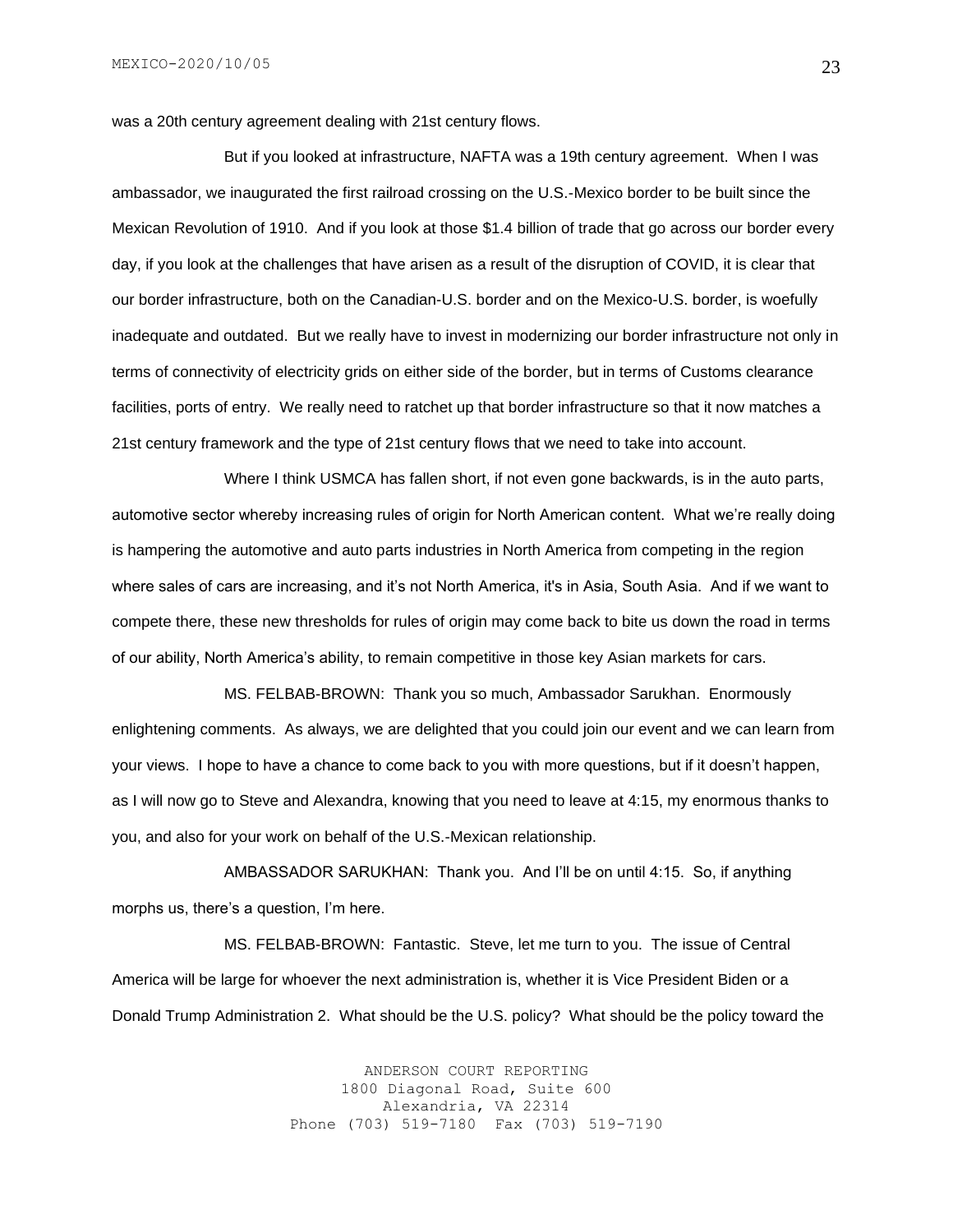was a 20th century agreement dealing with 21st century flows.

But if you looked at infrastructure, NAFTA was a 19th century agreement. When I was ambassador, we inaugurated the first railroad crossing on the U.S.-Mexico border to be built since the Mexican Revolution of 1910. And if you look at those $1.4 billion of trade that go across our border every day, if you look at the challenges that have arisen as a result of the disruption of COVID, it is clear that our border infrastructure, both on the Canadian-U.S. border and on the Mexico-U.S. border, is woefully inadequate and outdated. But we really have to invest in modernizing our border infrastructure not only in terms of connectivity of electricity grids on either side of the border, but in terms of Customs clearance facilities, ports of entry. We really need to ratchet up that border infrastructure so that it now matches a 21st century framework and the type of 21st century flows that we need to take into account.

Where I think USMCA has fallen short, if not even gone backwards, is in the auto parts, automotive sector whereby increasing rules of origin for North American content. What we're really doing is hampering the automotive and auto parts industries in North America from competing in the region where sales of cars are increasing, and it's not North America, it's in Asia, South Asia. And if we want to compete there, these new thresholds for rules of origin may come back to bite us down the road in terms of our ability, North America's ability, to remain competitive in those key Asian markets for cars.

MS. FELBAB-BROWN: Thank you so much, Ambassador Sarukhan. Enormously enlightening comments. As always, we are delighted that you could join our event and we can learn from your views. I hope to have a chance to come back to you with more questions, but if it doesn't happen, as I will now go to Steve and Alexandra, knowing that you need to leave at 4:15, my enormous thanks to you, and also for your work on behalf of the U.S.-Mexican relationship.

AMBASSADOR SARUKHAN: Thank you. And I'll be on until 4:15. So, if anything morphs us, there's a question, I'm here.

MS. FELBAB-BROWN: Fantastic. Steve, let me turn to you. The issue of Central America will be large for whoever the next administration is, whether it is Vice President Biden or a Donald Trump Administration 2. What should be the U.S. policy? What should be the policy toward the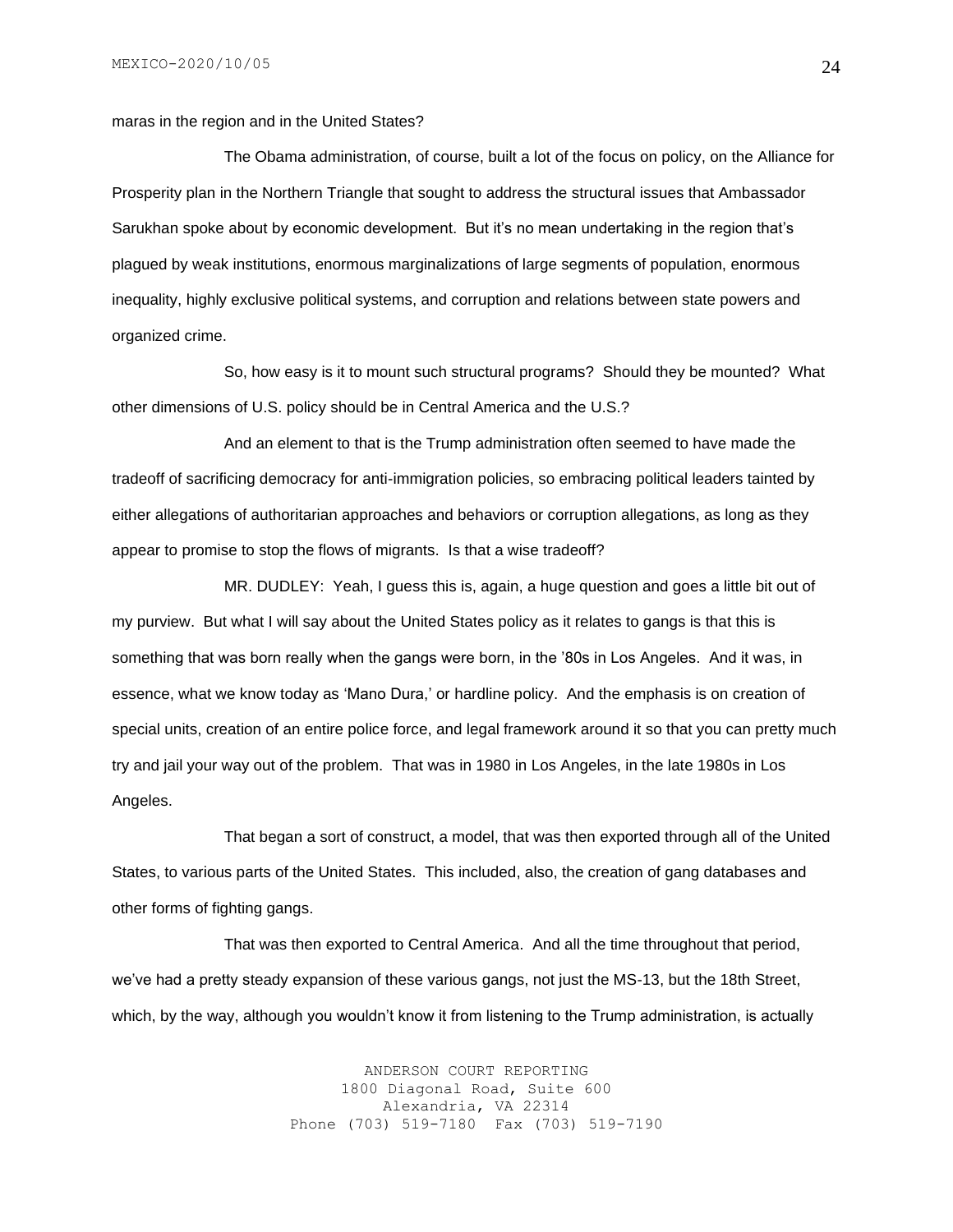maras in the region and in the United States?

The Obama administration, of course, built a lot of the focus on policy, on the Alliance for Prosperity plan in the Northern Triangle that sought to address the structural issues that Ambassador Sarukhan spoke about by economic development. But it's no mean undertaking in the region that's plagued by weak institutions, enormous marginalizations of large segments of population, enormous inequality, highly exclusive political systems, and corruption and relations between state powers and organized crime.

So, how easy is it to mount such structural programs? Should they be mounted? What other dimensions of U.S. policy should be in Central America and the U.S.?

And an element to that is the Trump administration often seemed to have made the tradeoff of sacrificing democracy for anti-immigration policies, so embracing political leaders tainted by either allegations of authoritarian approaches and behaviors or corruption allegations, as long as they appear to promise to stop the flows of migrants. Is that a wise tradeoff?

MR. DUDLEY: Yeah, I guess this is, again, a huge question and goes a little bit out of my purview. But what I will say about the United States policy as it relates to gangs is that this is something that was born really when the gangs were born, in the '80s in Los Angeles. And it was, in essence, what we know today as 'Mano Dura,' or hardline policy. And the emphasis is on creation of special units, creation of an entire police force, and legal framework around it so that you can pretty much try and jail your way out of the problem. That was in 1980 in Los Angeles, in the late 1980s in Los Angeles.

That began a sort of construct, a model, that was then exported through all of the United States, to various parts of the United States. This included, also, the creation of gang databases and other forms of fighting gangs.

That was then exported to Central America. And all the time throughout that period, we've had a pretty steady expansion of these various gangs, not just the MS-13, but the 18th Street, which, by the way, although you wouldn't know it from listening to the Trump administration, is actually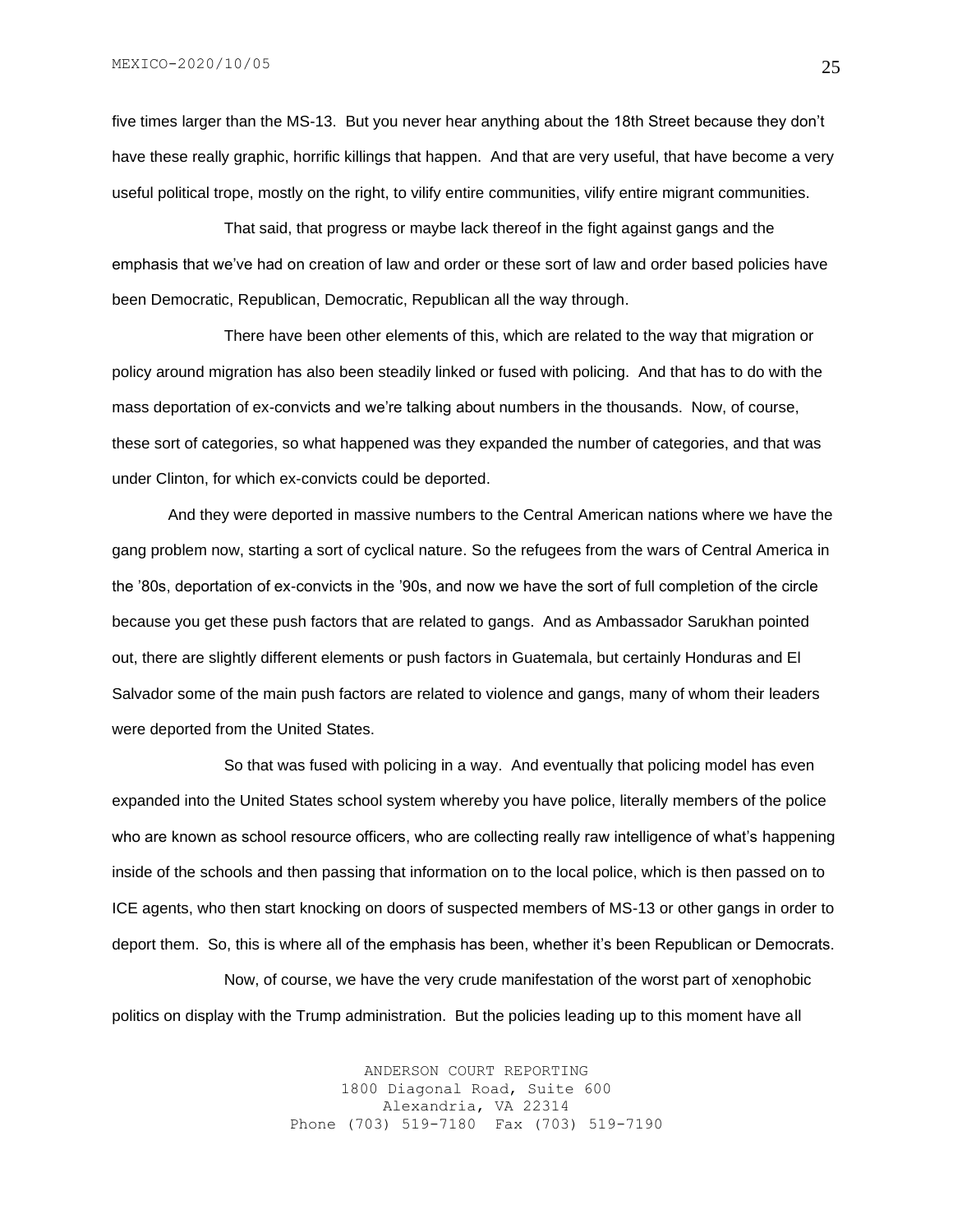five times larger than the MS-13. But you never hear anything about the 18th Street because they don't have these really graphic, horrific killings that happen. And that are very useful, that have become a very useful political trope, mostly on the right, to vilify entire communities, vilify entire migrant communities.

That said, that progress or maybe lack thereof in the fight against gangs and the emphasis that we've had on creation of law and order or these sort of law and order based policies have been Democratic, Republican, Democratic, Republican all the way through.

There have been other elements of this, which are related to the way that migration or policy around migration has also been steadily linked or fused with policing. And that has to do with the mass deportation of ex-convicts and we're talking about numbers in the thousands. Now, of course, these sort of categories, so what happened was they expanded the number of categories, and that was under Clinton, for which ex-convicts could be deported.

And they were deported in massive numbers to the Central American nations where we have the gang problem now, starting a sort of cyclical nature. So the refugees from the wars of Central America in the '80s, deportation of ex-convicts in the '90s, and now we have the sort of full completion of the circle because you get these push factors that are related to gangs. And as Ambassador Sarukhan pointed out, there are slightly different elements or push factors in Guatemala, but certainly Honduras and El Salvador some of the main push factors are related to violence and gangs, many of whom their leaders were deported from the United States.

So that was fused with policing in a way. And eventually that policing model has even expanded into the United States school system whereby you have police, literally members of the police who are known as school resource officers, who are collecting really raw intelligence of what's happening inside of the schools and then passing that information on to the local police, which is then passed on to ICE agents, who then start knocking on doors of suspected members of MS-13 or other gangs in order to deport them. So, this is where all of the emphasis has been, whether it's been Republican or Democrats.

Now, of course, we have the very crude manifestation of the worst part of xenophobic politics on display with the Trump administration. But the policies leading up to this moment have all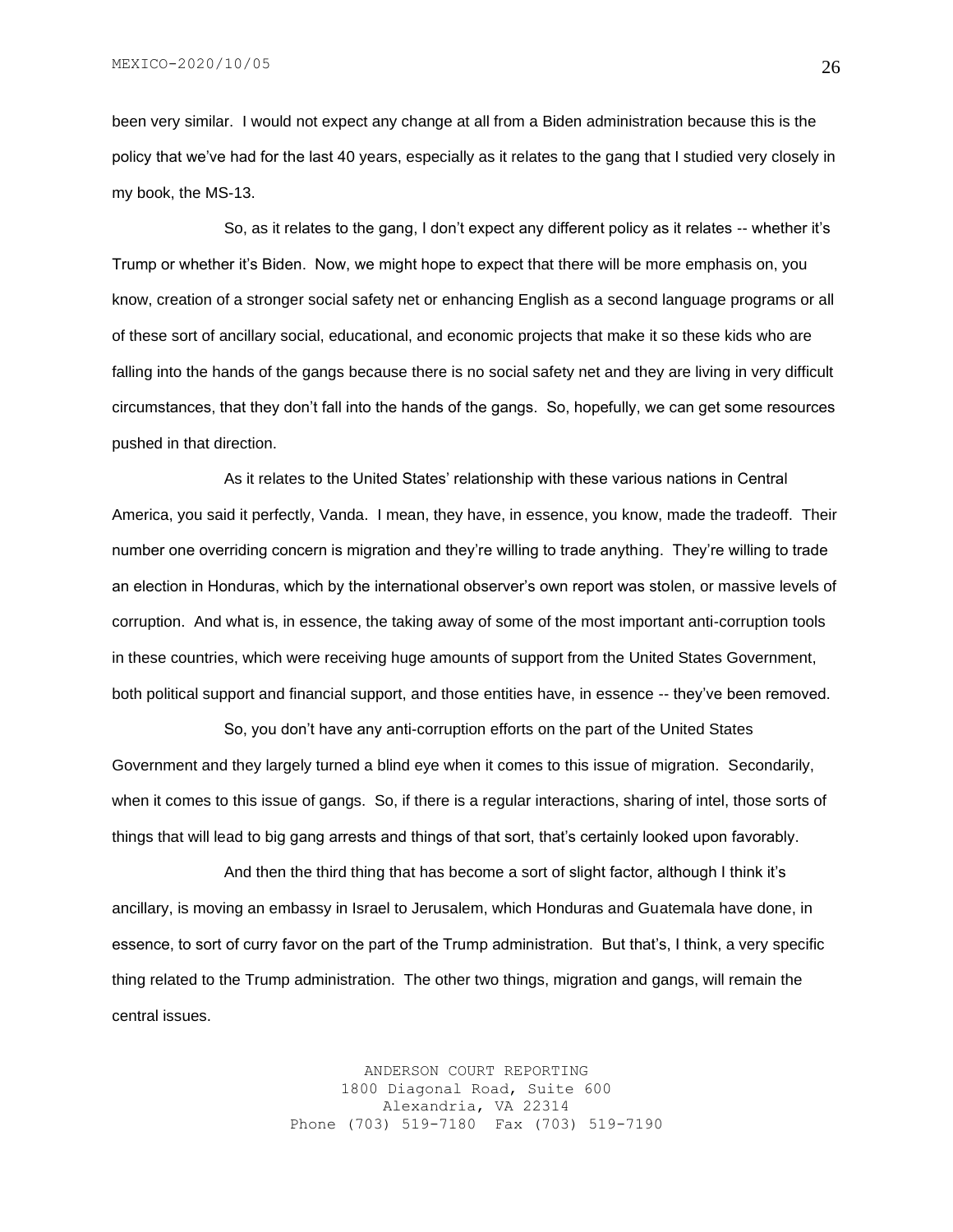been very similar. I would not expect any change at all from a Biden administration because this is the policy that we've had for the last 40 years, especially as it relates to the gang that I studied very closely in my book, the MS-13.

So, as it relates to the gang, I don't expect any different policy as it relates -- whether it's Trump or whether it's Biden. Now, we might hope to expect that there will be more emphasis on, you know, creation of a stronger social safety net or enhancing English as a second language programs or all of these sort of ancillary social, educational, and economic projects that make it so these kids who are falling into the hands of the gangs because there is no social safety net and they are living in very difficult circumstances, that they don't fall into the hands of the gangs. So, hopefully, we can get some resources pushed in that direction.

As it relates to the United States' relationship with these various nations in Central America, you said it perfectly, Vanda. I mean, they have, in essence, you know, made the tradeoff. Their number one overriding concern is migration and they're willing to trade anything. They're willing to trade an election in Honduras, which by the international observer's own report was stolen, or massive levels of corruption. And what is, in essence, the taking away of some of the most important anti-corruption tools in these countries, which were receiving huge amounts of support from the United States Government, both political support and financial support, and those entities have, in essence -- they've been removed.

So, you don't have any anti-corruption efforts on the part of the United States Government and they largely turned a blind eye when it comes to this issue of migration. Secondarily, when it comes to this issue of gangs. So, if there is a regular interactions, sharing of intel, those sorts of things that will lead to big gang arrests and things of that sort, that's certainly looked upon favorably.

And then the third thing that has become a sort of slight factor, although I think it's ancillary, is moving an embassy in Israel to Jerusalem, which Honduras and Guatemala have done, in essence, to sort of curry favor on the part of the Trump administration. But that's, I think, a very specific thing related to the Trump administration. The other two things, migration and gangs, will remain the central issues.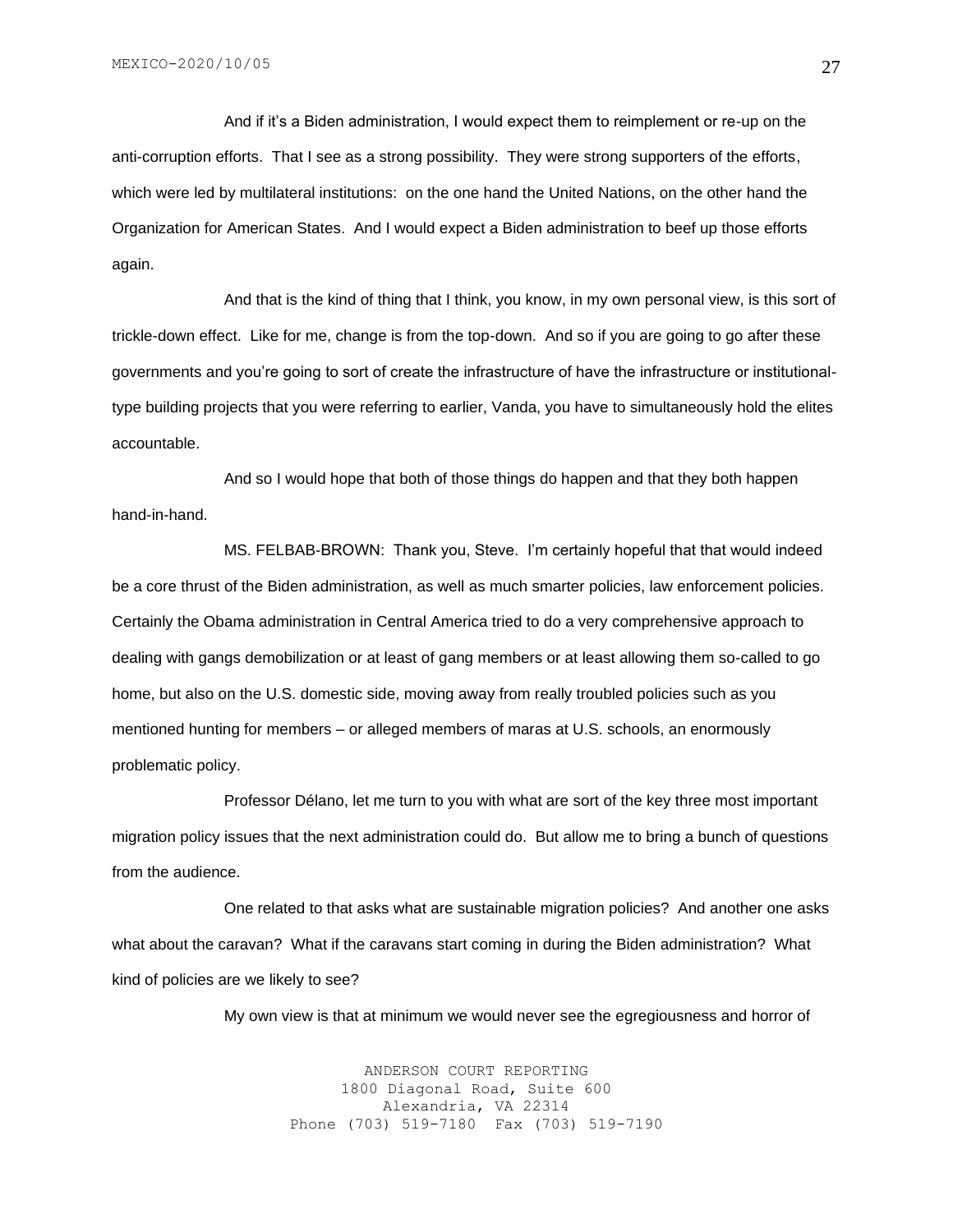And if it's a Biden administration, I would expect them to reimplement or re-up on the anti-corruption efforts. That I see as a strong possibility. They were strong supporters of the efforts, which were led by multilateral institutions: on the one hand the United Nations, on the other hand the Organization for American States. And I would expect a Biden administration to beef up those efforts again.

And that is the kind of thing that I think, you know, in my own personal view, is this sort of trickle-down effect. Like for me, change is from the top-down. And so if you are going to go after these governments and you're going to sort of create the infrastructure of have the infrastructure or institutional-type building projects that you were referring to earlier, Vanda, you have to simultaneously hold the elites accountable.

And so I would hope that both of those things do happen and that they both happen hand-in-hand.

MS. FELBAB-BROWN: Thank you, Steve. I'm certainly hopeful that that would indeed be a core thrust of the Biden administration, as well as much smarter policies, law enforcement policies. Certainly the Obama administration in Central America tried to do a very comprehensive approach to dealing with gangs demobilization or at least of gang members or at least allowing them so-called to go home, but also on the U.S. domestic side, moving away from really troubled policies such as you mentioned hunting for members – or alleged members of maras at U.S. schools, an enormously problematic policy.

Professor Délano, let me turn to you with what are sort of the key three most important migration policy issues that the next administration could do. But allow me to bring a bunch of questions from the audience.

One related to that asks what are sustainable migration policies? And another one asks what about the caravan? What if the caravans start coming in during the Biden administration? What kind of policies are we likely to see?

My own view is that at minimum we would never see the egregiousness and horror of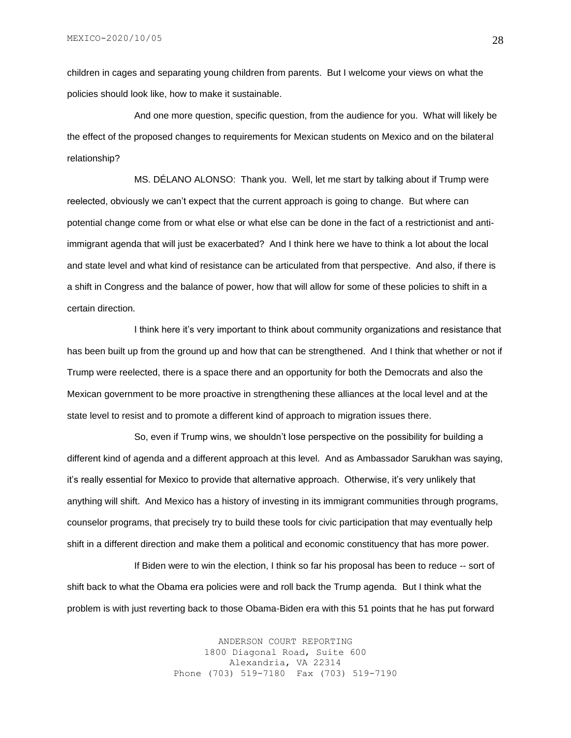children in cages and separating young children from parents. But I welcome your views on what the policies should look like, how to make it sustainable.

And one more question, specific question, from the audience for you. What will likely be the effect of the proposed changes to requirements for Mexican students on Mexico and on the bilateral relationship?

MS. DÉLANO ALONSO: Thank you. Well, let me start by talking about if Trump were reelected, obviously we can't expect that the current approach is going to change. But where can potential change come from or what else or what else can be done in the fact of a restrictionist and anti-immigrant agenda that will just be exacerbated? And I think here we have to think a lot about the local and state level and what kind of resistance can be articulated from that perspective. And also, if there is a shift in Congress and the balance of power, how that will allow for some of these policies to shift in a certain direction.

I think here it's very important to think about community organizations and resistance that has been built up from the ground up and how that can be strengthened. And I think that whether or not if Trump were reelected, there is a space there and an opportunity for both the Democrats and also the Mexican government to be more proactive in strengthening these alliances at the local level and at the state level to resist and to promote a different kind of approach to migration issues there.

So, even if Trump wins, we shouldn't lose perspective on the possibility for building a different kind of agenda and a different approach at this level. And as Ambassador Sarukhan was saying, it's really essential for Mexico to provide that alternative approach. Otherwise, it's very unlikely that anything will shift. And Mexico has a history of investing in its immigrant communities through programs, counselor programs, that precisely try to build these tools for civic participation that may eventually help shift in a different direction and make them a political and economic constituency that has more power.

If Biden were to win the election, I think so far his proposal has been to reduce -- sort of shift back to what the Obama era policies were and roll back the Trump agenda. But I think what the problem is with just reverting back to those Obama-Biden era with this 51 points that he has put forward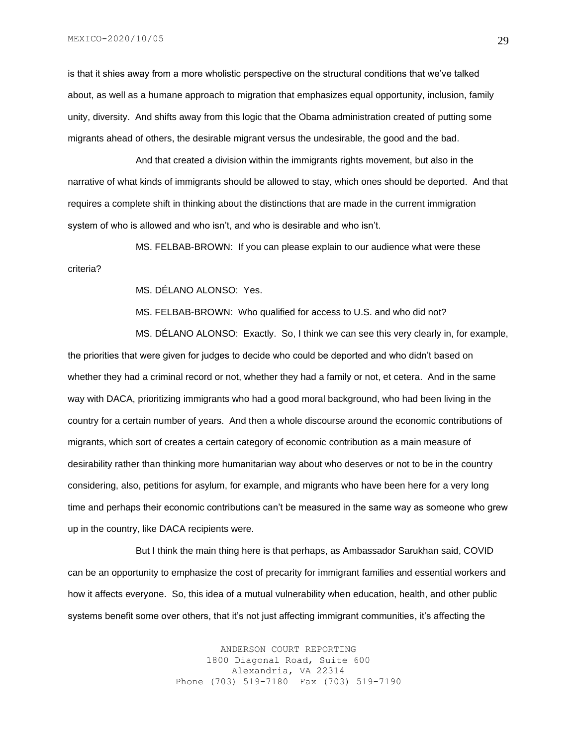is that it shies away from a more wholistic perspective on the structural conditions that we've talked about, as well as a humane approach to migration that emphasizes equal opportunity, inclusion, family unity, diversity. And shifts away from this logic that the Obama administration created of putting some migrants ahead of others, the desirable migrant versus the undesirable, the good and the bad.

And that created a division within the immigrants rights movement, but also in the narrative of what kinds of immigrants should be allowed to stay, which ones should be deported. And that requires a complete shift in thinking about the distinctions that are made in the current immigration system of who is allowed and who isn't, and who is desirable and who isn't.

MS. FELBAB-BROWN: If you can please explain to our audience what were these criteria?

MS. DÉLANO ALONSO: Yes.

MS. FELBAB-BROWN: Who qualified for access to U.S. and who did not?

MS. DÉLANO ALONSO: Exactly. So, I think we can see this very clearly in, for example, the priorities that were given for judges to decide who could be deported and who didn't based on whether they had a criminal record or not, whether they had a family or not, et cetera. And in the same way with DACA, prioritizing immigrants who had a good moral background, who had been living in the country for a certain number of years. And then a whole discourse around the economic contributions of migrants, which sort of creates a certain category of economic contribution as a main measure of desirability rather than thinking more humanitarian way about who deserves or not to be in the country considering, also, petitions for asylum, for example, and migrants who have been here for a very long time and perhaps their economic contributions can't be measured in the same way as someone who grew up in the country, like DACA recipients were.

But I think the main thing here is that perhaps, as Ambassador Sarukhan said, COVID can be an opportunity to emphasize the cost of precarity for immigrant families and essential workers and how it affects everyone. So, this idea of a mutual vulnerability when education, health, and other public systems benefit some over others, that it's not just affecting immigrant communities, it's affecting the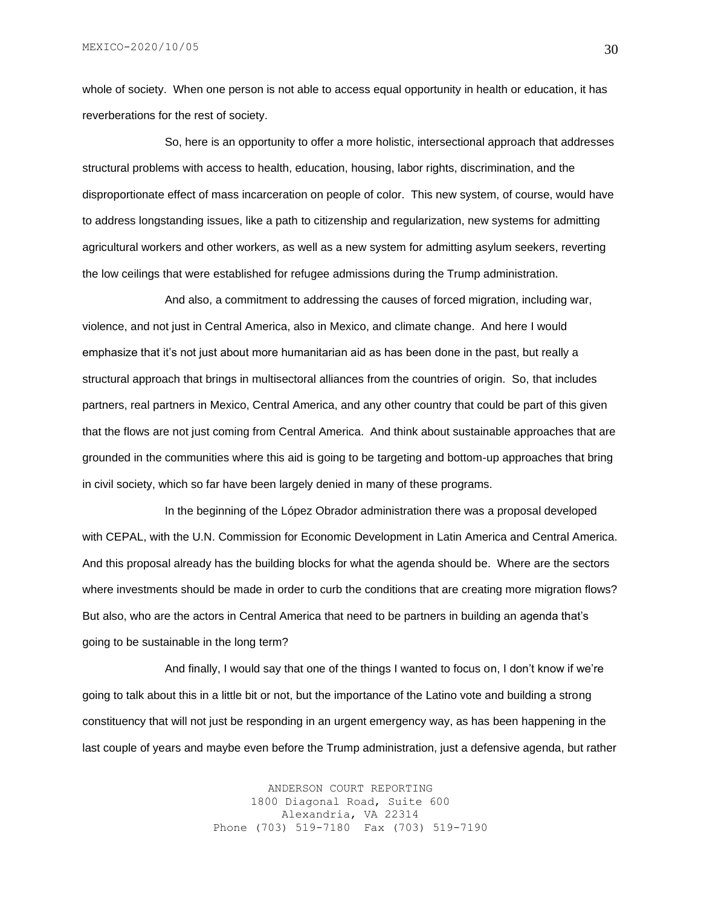whole of society. When one person is not able to access equal opportunity in health or education, it has reverberations for the rest of society.

So, here is an opportunity to offer a more holistic, intersectional approach that addresses structural problems with access to health, education, housing, labor rights, discrimination, and the disproportionate effect of mass incarceration on people of color. This new system, of course, would have to address longstanding issues, like a path to citizenship and regularization, new systems for admitting agricultural workers and other workers, as well as a new system for admitting asylum seekers, reverting the low ceilings that were established for refugee admissions during the Trump administration.

And also, a commitment to addressing the causes of forced migration, including war, violence, and not just in Central America, also in Mexico, and climate change. And here I would emphasize that it's not just about more humanitarian aid as has been done in the past, but really a structural approach that brings in multisectoral alliances from the countries of origin. So, that includes partners, real partners in Mexico, Central America, and any other country that could be part of this given that the flows are not just coming from Central America. And think about sustainable approaches that are grounded in the communities where this aid is going to be targeting and bottom-up approaches that bring in civil society, which so far have been largely denied in many of these programs.

In the beginning of the López Obrador administration there was a proposal developed with CEPAL, with the U.N. Commission for Economic Development in Latin America and Central America. And this proposal already has the building blocks for what the agenda should be. Where are the sectors where investments should be made in order to curb the conditions that are creating more migration flows? But also, who are the actors in Central America that need to be partners in building an agenda that's going to be sustainable in the long term?

And finally, I would say that one of the things I wanted to focus on, I don't know if we're going to talk about this in a little bit or not, but the importance of the Latino vote and building a strong constituency that will not just be responding in an urgent emergency way, as has been happening in the last couple of years and maybe even before the Trump administration, just a defensive agenda, but rather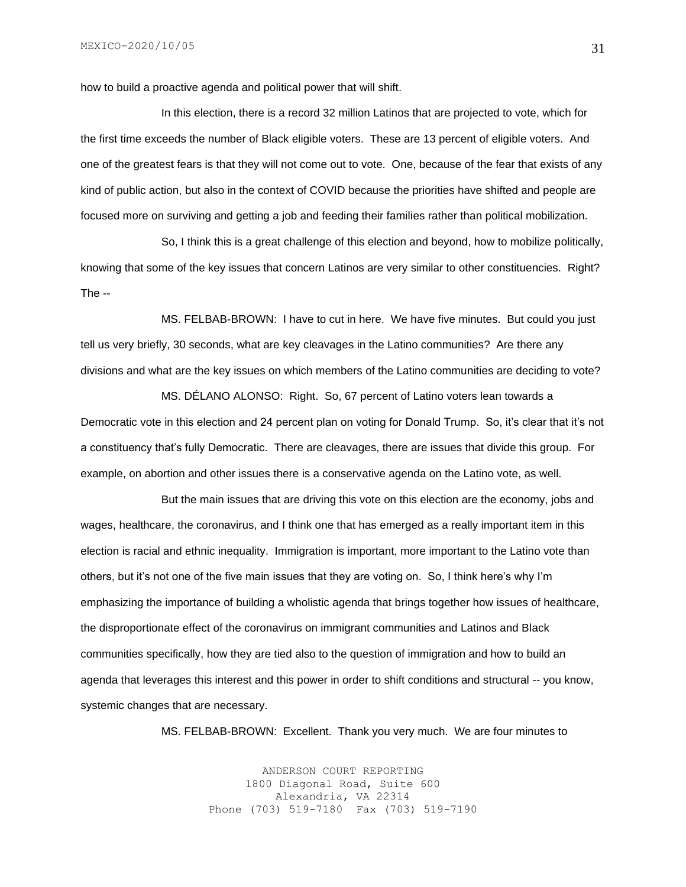how to build a proactive agenda and political power that will shift.

In this election, there is a record 32 million Latinos that are projected to vote, which for the first time exceeds the number of Black eligible voters. These are 13 percent of eligible voters. And one of the greatest fears is that they will not come out to vote. One, because of the fear that exists of any kind of public action, but also in the context of COVID because the priorities have shifted and people are focused more on surviving and getting a job and feeding their families rather than political mobilization.

So, I think this is a great challenge of this election and beyond, how to mobilize politically, knowing that some of the key issues that concern Latinos are very similar to other constituencies. Right? The --

MS. FELBAB-BROWN: I have to cut in here. We have five minutes. But could you just tell us very briefly, 30 seconds, what are key cleavages in the Latino communities? Are there any divisions and what are the key issues on which members of the Latino communities are deciding to vote?

MS. DÉLANO ALONSO: Right. So, 67 percent of Latino voters lean towards a Democratic vote in this election and 24 percent plan on voting for Donald Trump. So, it's clear that it's not a constituency that's fully Democratic. There are cleavages, there are issues that divide this group. For example, on abortion and other issues there is a conservative agenda on the Latino vote, as well.

But the main issues that are driving this vote on this election are the economy, jobs and wages, healthcare, the coronavirus, and I think one that has emerged as a really important item in this election is racial and ethnic inequality. Immigration is important, more important to the Latino vote than others, but it's not one of the five main issues that they are voting on. So, I think here's why I'm emphasizing the importance of building a wholistic agenda that brings together how issues of healthcare, the disproportionate effect of the coronavirus on immigrant communities and Latinos and Black communities specifically, how they are tied also to the question of immigration and how to build an agenda that leverages this interest and this power in order to shift conditions and structural -- you know, systemic changes that are necessary.

MS. FELBAB-BROWN: Excellent. Thank you very much. We are four minutes to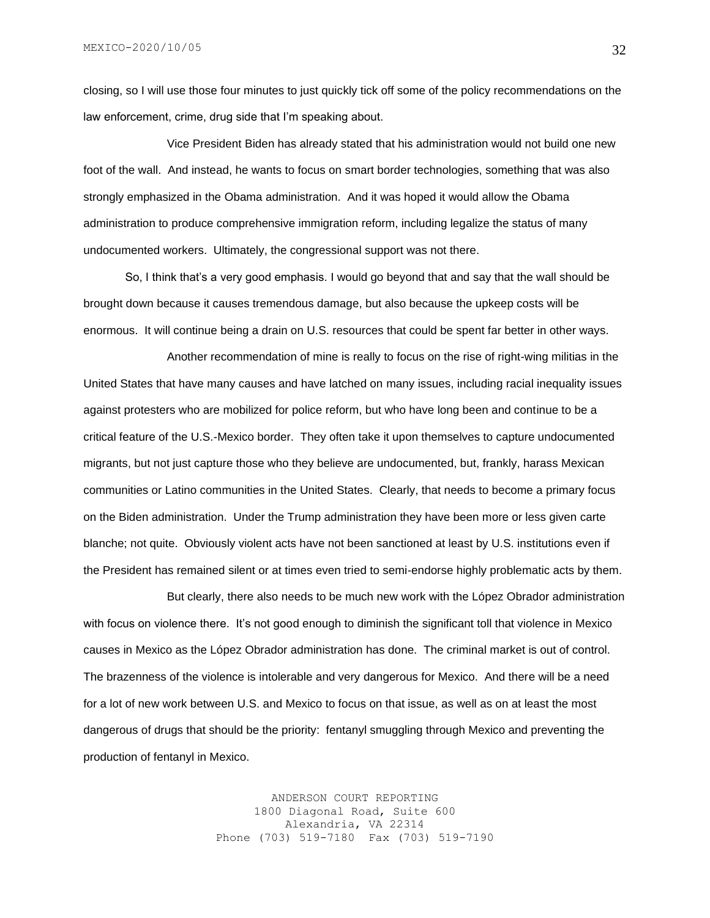closing, so I will use those four minutes to just quickly tick off some of the policy recommendations on the law enforcement, crime, drug side that I'm speaking about.

Vice President Biden has already stated that his administration would not build one new foot of the wall. And instead, he wants to focus on smart border technologies, something that was also strongly emphasized in the Obama administration. And it was hoped it would allow the Obama administration to produce comprehensive immigration reform, including legalize the status of many undocumented workers. Ultimately, the congressional support was not there.

So, I think that's a very good emphasis. I would go beyond that and say that the wall should be brought down because it causes tremendous damage, but also because the upkeep costs will be enormous. It will continue being a drain on U.S. resources that could be spent far better in other ways.

Another recommendation of mine is really to focus on the rise of right-wing militias in the United States that have many causes and have latched on many issues, including racial inequality issues against protesters who are mobilized for police reform, but who have long been and continue to be a critical feature of the U.S.-Mexico border. They often take it upon themselves to capture undocumented migrants, but not just capture those who they believe are undocumented, but, frankly, harass Mexican communities or Latino communities in the United States. Clearly, that needs to become a primary focus on the Biden administration. Under the Trump administration they have been more or less given carte blanche; not quite. Obviously violent acts have not been sanctioned at least by U.S. institutions even if the President has remained silent or at times even tried to semi-endorse highly problematic acts by them.

But clearly, there also needs to be much new work with the López Obrador administration with focus on violence there. It's not good enough to diminish the significant toll that violence in Mexico causes in Mexico as the López Obrador administration has done. The criminal market is out of control. The brazenness of the violence is intolerable and very dangerous for Mexico. And there will be a need for a lot of new work between U.S. and Mexico to focus on that issue, as well as on at least the most dangerous of drugs that should be the priority: fentanyl smuggling through Mexico and preventing the production of fentanyl in Mexico.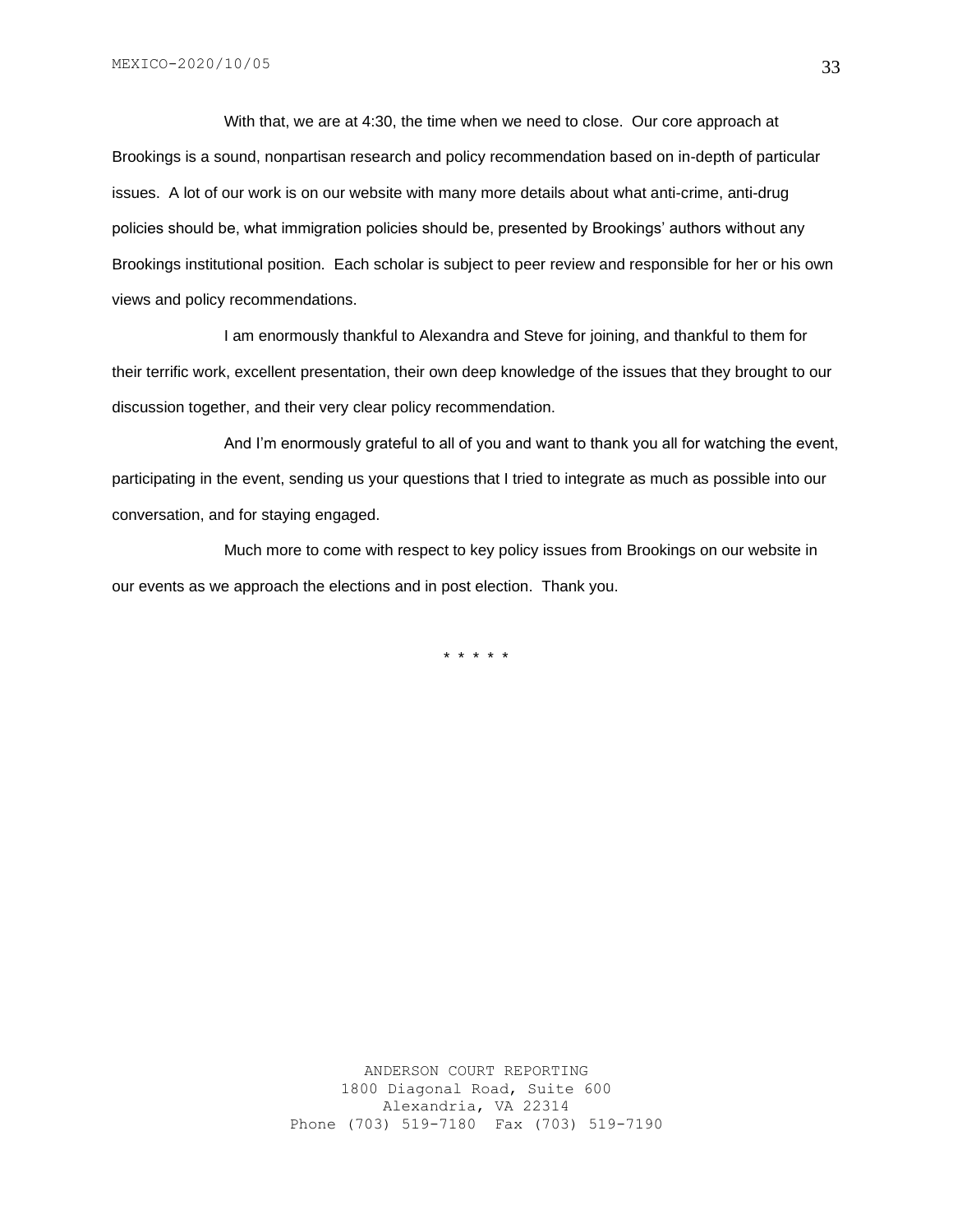With that, we are at 4:30, the time when we need to close. Our core approach at Brookings is a sound, nonpartisan research and policy recommendation based on in-depth of particular issues. A lot of our work is on our website with many more details about what anti-crime, anti-drug policies should be, what immigration policies should be, presented by Brookings' authors without any Brookings institutional position. Each scholar is subject to peer review and responsible for her or his own views and policy recommendations.

I am enormously thankful to Alexandra and Steve for joining, and thankful to them for their terrific work, excellent presentation, their own deep knowledge of the issues that they brought to our discussion together, and their very clear policy recommendation.

And I'm enormously grateful to all of you and want to thank you all for watching the event, participating in the event, sending us your questions that I tried to integrate as much as possible into our conversation, and for staying engaged.

Much more to come with respect to key policy issues from Brookings on our website in our events as we approach the elections and in post election. Thank you.

* * * * *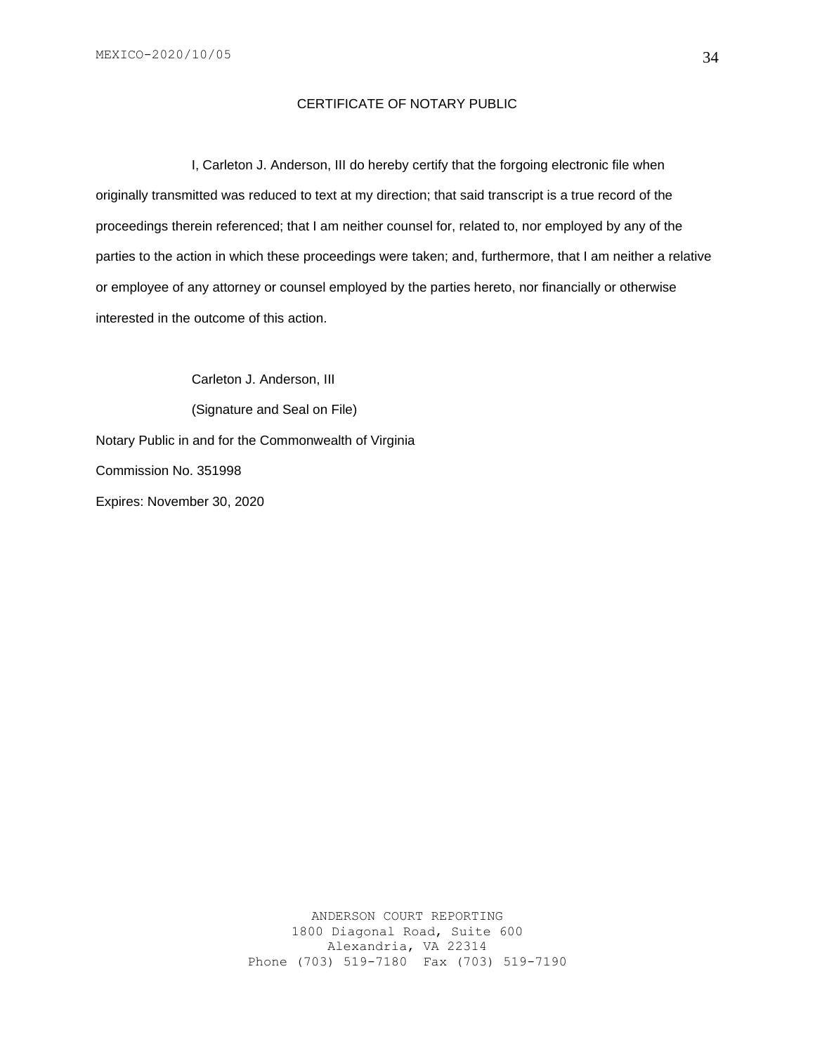CERTIFICATE OF NOTARY PUBLIC

I, Carleton J. Anderson, III do hereby certify that the forgoing electronic file when originally transmitted was reduced to text at my direction; that said transcript is a true record of the proceedings therein referenced; that I am neither counsel for, related to, nor employed by any of the parties to the action in which these proceedings were taken; and, furthermore, that I am neither a relative or employee of any attorney or counsel employed by the parties hereto, nor financially or otherwise interested in the outcome of this action.

Carleton J. Anderson, III

(Signature and Seal on File)

Notary Public in and for the Commonwealth of Virginia

Commission No. 351998

Expires: November 30, 2020